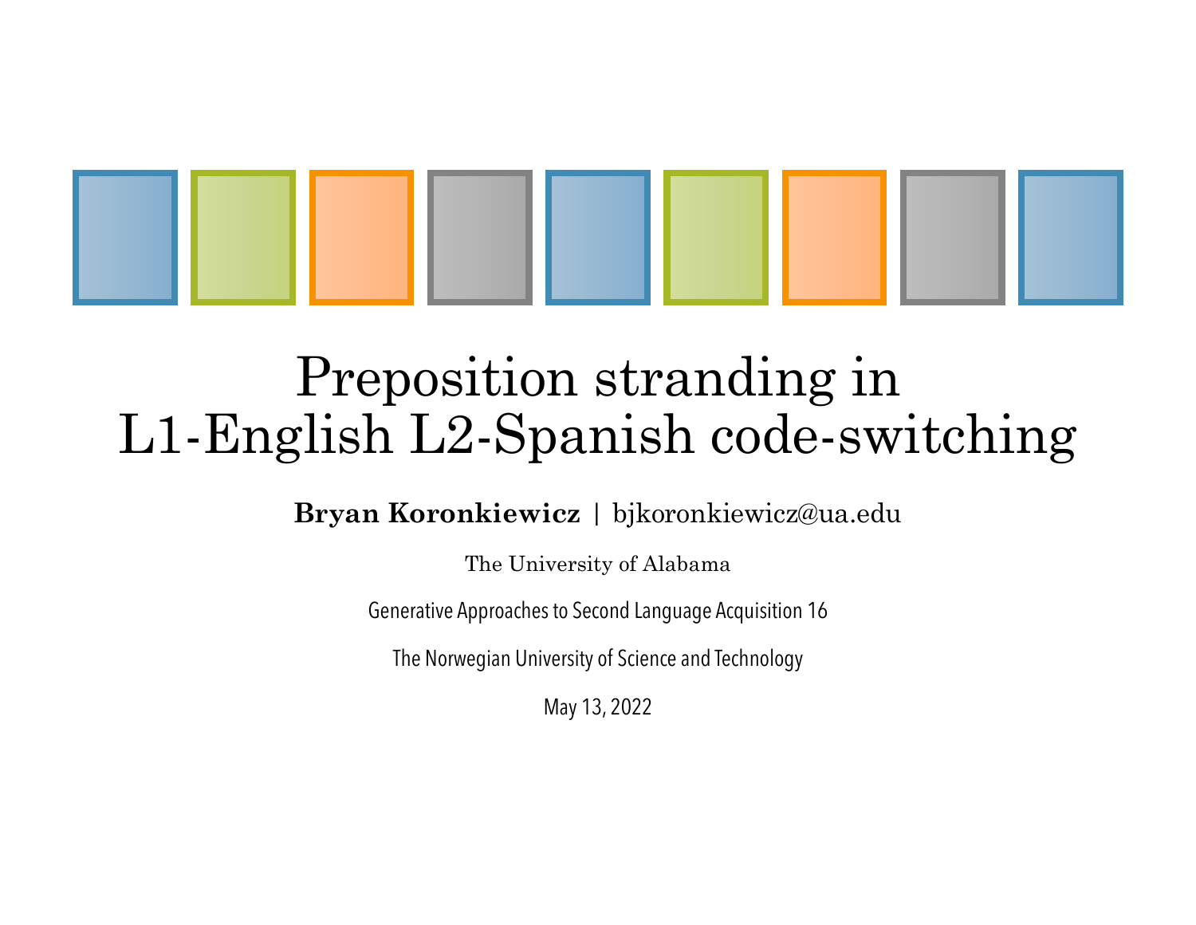# Preposition stranding in L1-English L2-Spanish code-switching

**Bryan Koronkiewicz** | bjkoronkiewicz@ua.edu

The University of Alabama

Generative Approaches to Second Language Acquisition 16

The Norwegian University of Science and Technology

May 13, 2022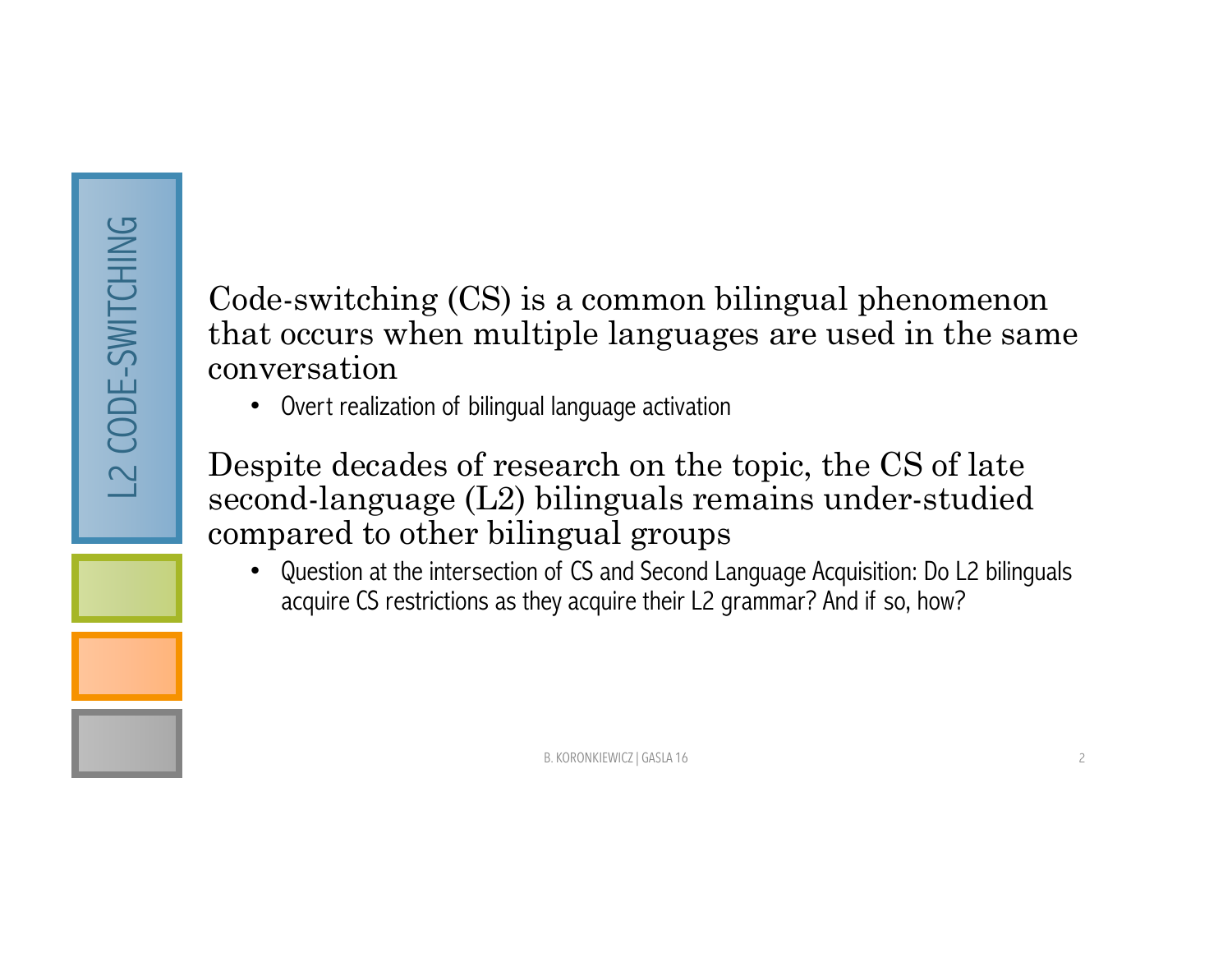## L2 CODE-SWITCHING

Code-switching (CS) is a common bilingual phenomenon that occurs when multiple languages are used in the same conversation

- Overt realization of bilingual language activation

Despite decades of research on the topic, the CS of late second-language (L2) bilinguals remains under-studied compared to other bilingual groups

- Question at the intersection of CS and Second Language Acquisition: Do L2 bilinguals acquire CS restrictions as they acquire their L2 grammar? And if so, how?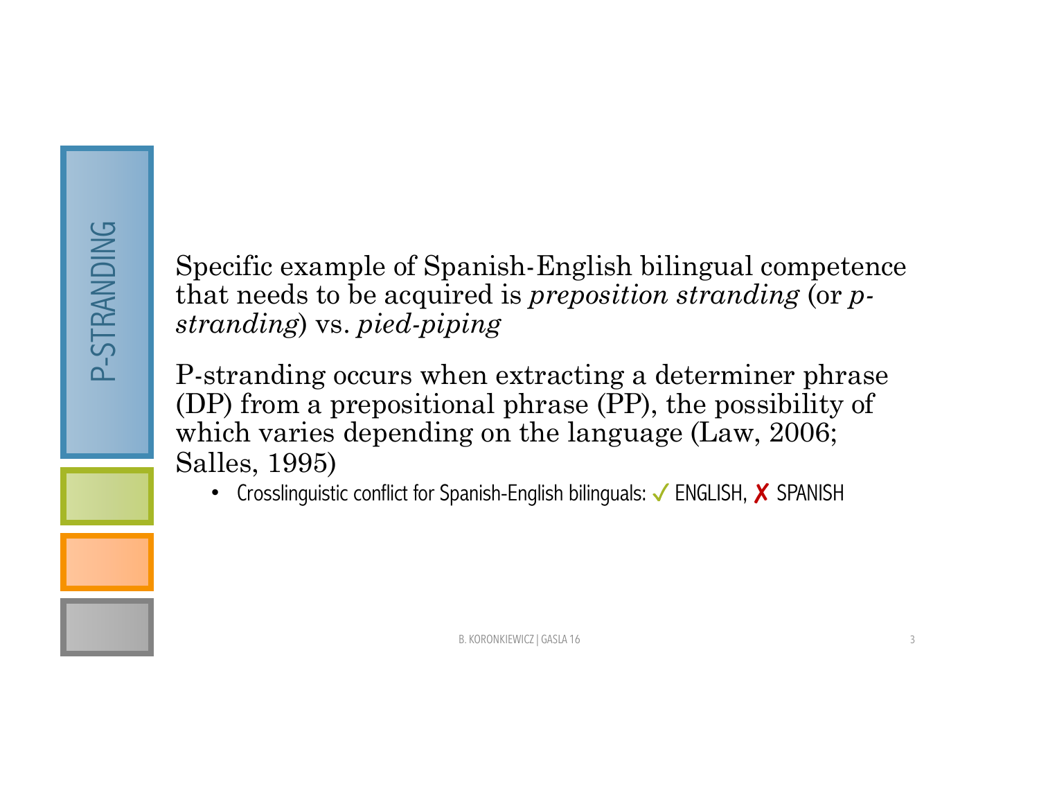# P-STRANDING

Specific example of Spanish-English bilingual competence that needs to be acquired is *preposition stranding* (or *p-stranding*) vs. *pied-piping*

P-stranding occurs when extracting a determiner phrase (DP) from a prepositional phrase (PP), the possibility of which varies depending on the language (Law, 2006; Salles, 1995)

- Crosslinguistic conflict for Spanish-English bilinguals: ✓ ENGLISH, ✗ SPANISH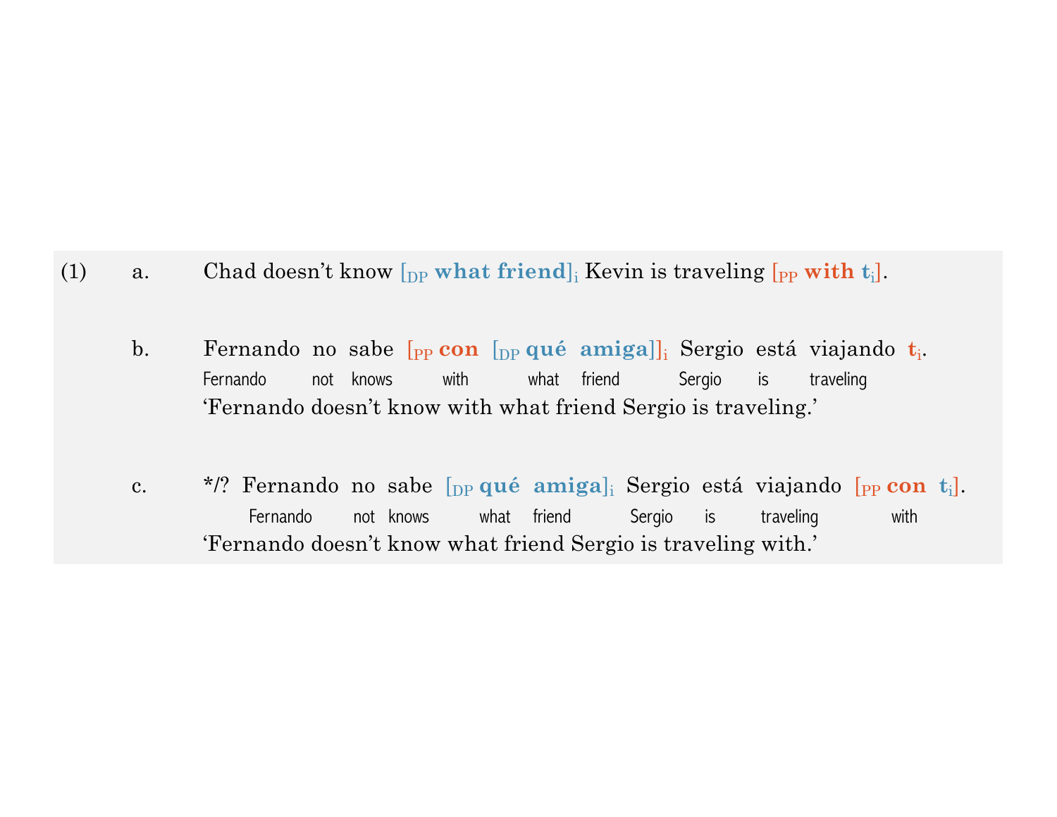(1) a. Chad doesn't know [$_{DP}$ **what friend**]$_i$ Kevin is traveling [$_{PP}$ **with t$_i$**].

b. Fernando no sabe [$_{PP}$ **con** [$_{DP}$ **qué amiga**]]$_i$ Sergio está viajando **t$_i$**.
   Fernando not knows with what friend Sergio is traveling
   'Fernando doesn't know with what friend Sergio is traveling.'

c. */? Fernando no sabe [$_{DP}$ **qué amiga**]$_i$ Sergio está viajando [$_{PP}$ **con t$_i$**].
   Fernando not knows what friend Sergio is traveling with
   'Fernando doesn't know what friend Sergio is traveling with.'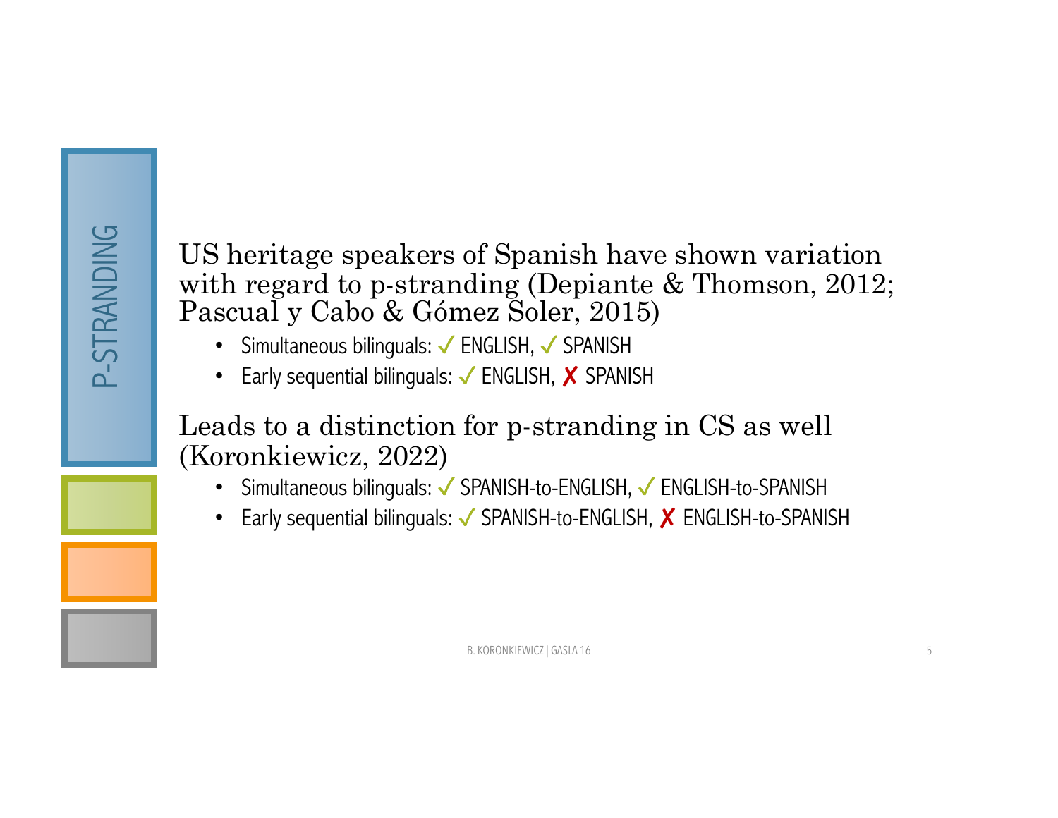# P-STRANDING

US heritage speakers of Spanish have shown variation with regard to p-stranding (Depiante & Thomson, 2012; Pascual y Cabo & Gómez Soler, 2015)

- Simultaneous bilinguals: ✓ ENGLISH, ✓ SPANISH
- Early sequential bilinguals: ✓ ENGLISH, ✗ SPANISH

Leads to a distinction for p-stranding in CS as well (Koronkiewicz, 2022)

- Simultaneous bilinguals: ✓ SPANISH-to-ENGLISH, ✓ ENGLISH-to-SPANISH
- Early sequential bilinguals: ✓ SPANISH-to-ENGLISH, ✗ ENGLISH-to-SPANISH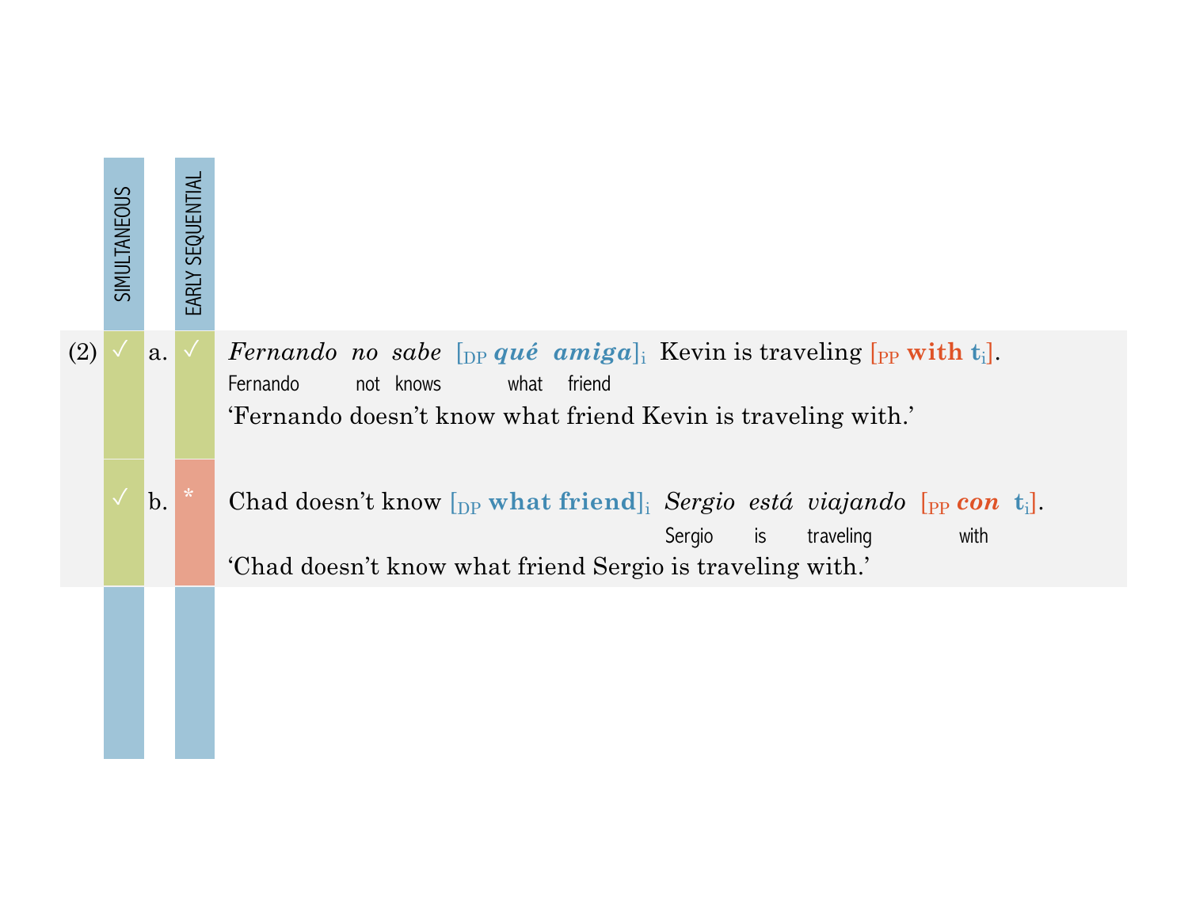| | SIMULTANEOUS | | EARLY SEQUENTIAL | |
|---|---|---|---|---|
| (2) | ✓ | a. | ✓ | *Fernando no sabe* [$_{DP}$ ***qué amiga***]$_i$ Kevin is traveling [$_{PP}$ **with t$_i$**].<br>Fernando not knows what friend<br>'Fernando doesn't know what friend Kevin is traveling with.' |
| | ✓ | b. | * | Chad doesn't know [$_{DP}$ **what friend**]$_i$ *Sergio está viajando* [$_{PP}$ ***con*** **t$_i$**].<br>Sergio is traveling with<br>'Chad doesn't know what friend Sergio is traveling with.' |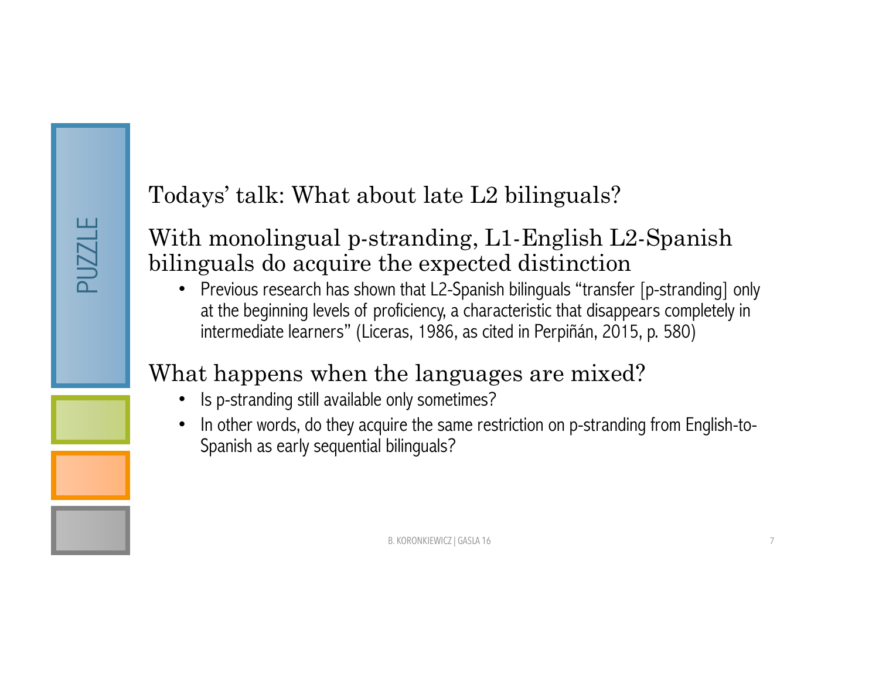PUZZLE

## Todays' talk: What about late L2 bilinguals?

## With monolingual p-stranding, L1-English L2-Spanish bilinguals do acquire the expected distinction

- Previous research has shown that L2-Spanish bilinguals "transfer [p-stranding] only at the beginning levels of proficiency, a characteristic that disappears completely in intermediate learners" (Liceras, 1986, as cited in Perpiñán, 2015, p. 580)

## What happens when the languages are mixed?

- Is p-stranding still available only sometimes?
- In other words, do they acquire the same restriction on p-stranding from English-to-Spanish as early sequential bilinguals?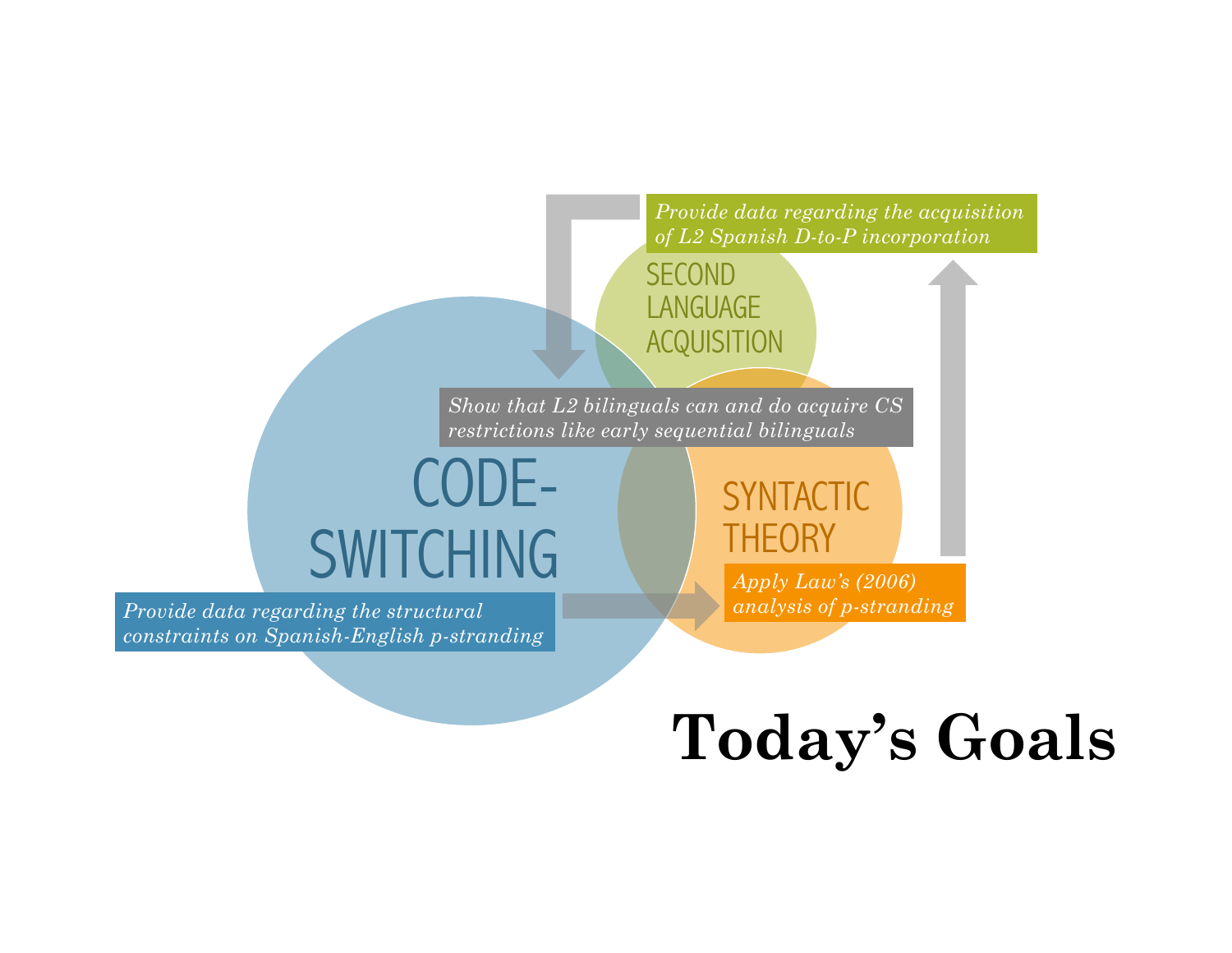# Today's Goals

CODE-SWITCHING

SECOND LANGUAGE ACQUISITION

SYNTACTIC THEORY

*Provide data regarding the structural constraints on Spanish-English p-stranding*

*Apply Law's (2006) analysis of p-stranding*

*Provide data regarding the acquisition of L2 Spanish D-to-P incorporation*

*Show that L2 bilinguals can and do acquire CS restrictions like early sequential bilinguals*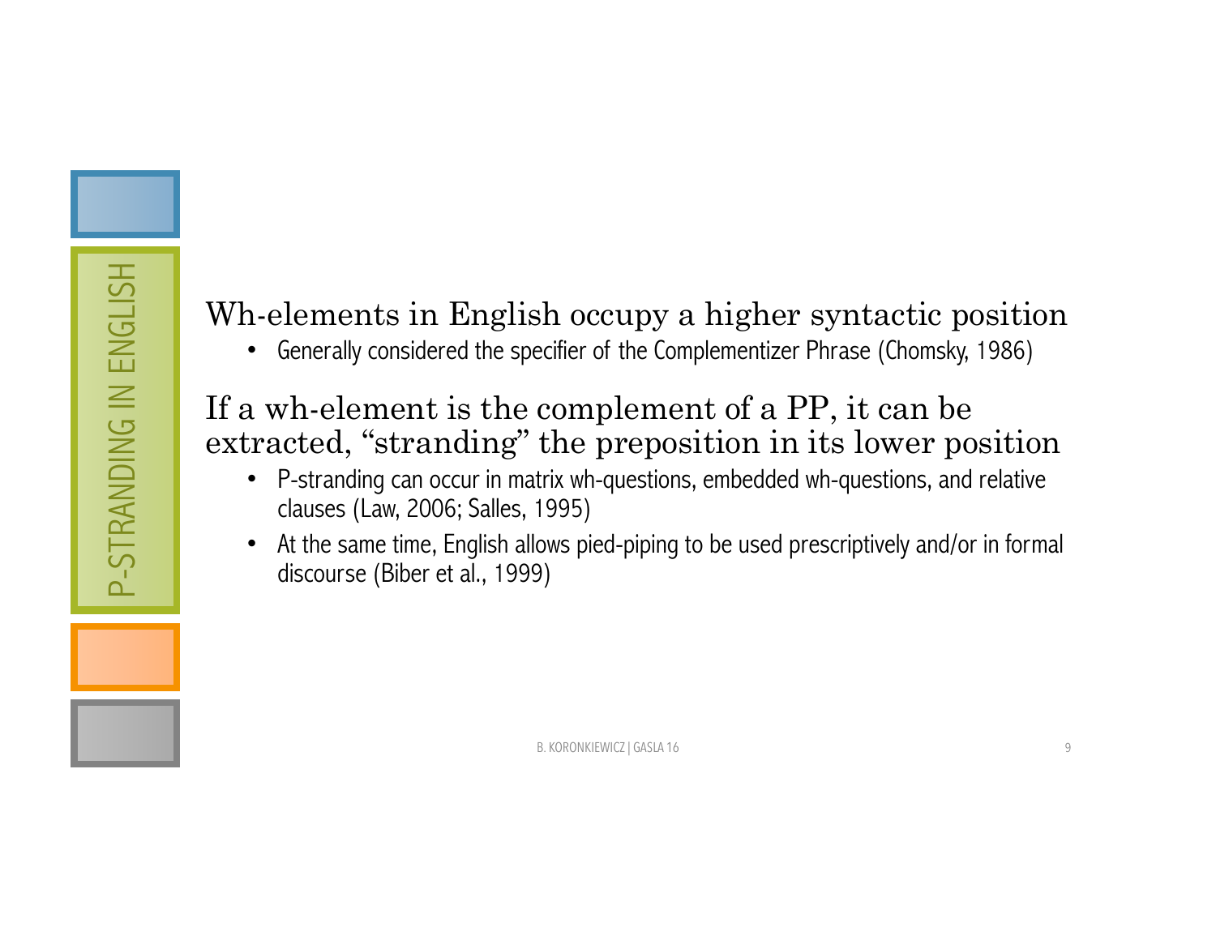# P-STRANDING IN ENGLISH

Wh-elements in English occupy a higher syntactic position

- Generally considered the specifier of the Complementizer Phrase (Chomsky, 1986)

If a wh-element is the complement of a PP, it can be extracted, "stranding" the preposition in its lower position

- P-stranding can occur in matrix wh-questions, embedded wh-questions, and relative clauses (Law, 2006; Salles, 1995)
- At the same time, English allows pied-piping to be used prescriptively and/or in formal discourse (Biber et al., 1999)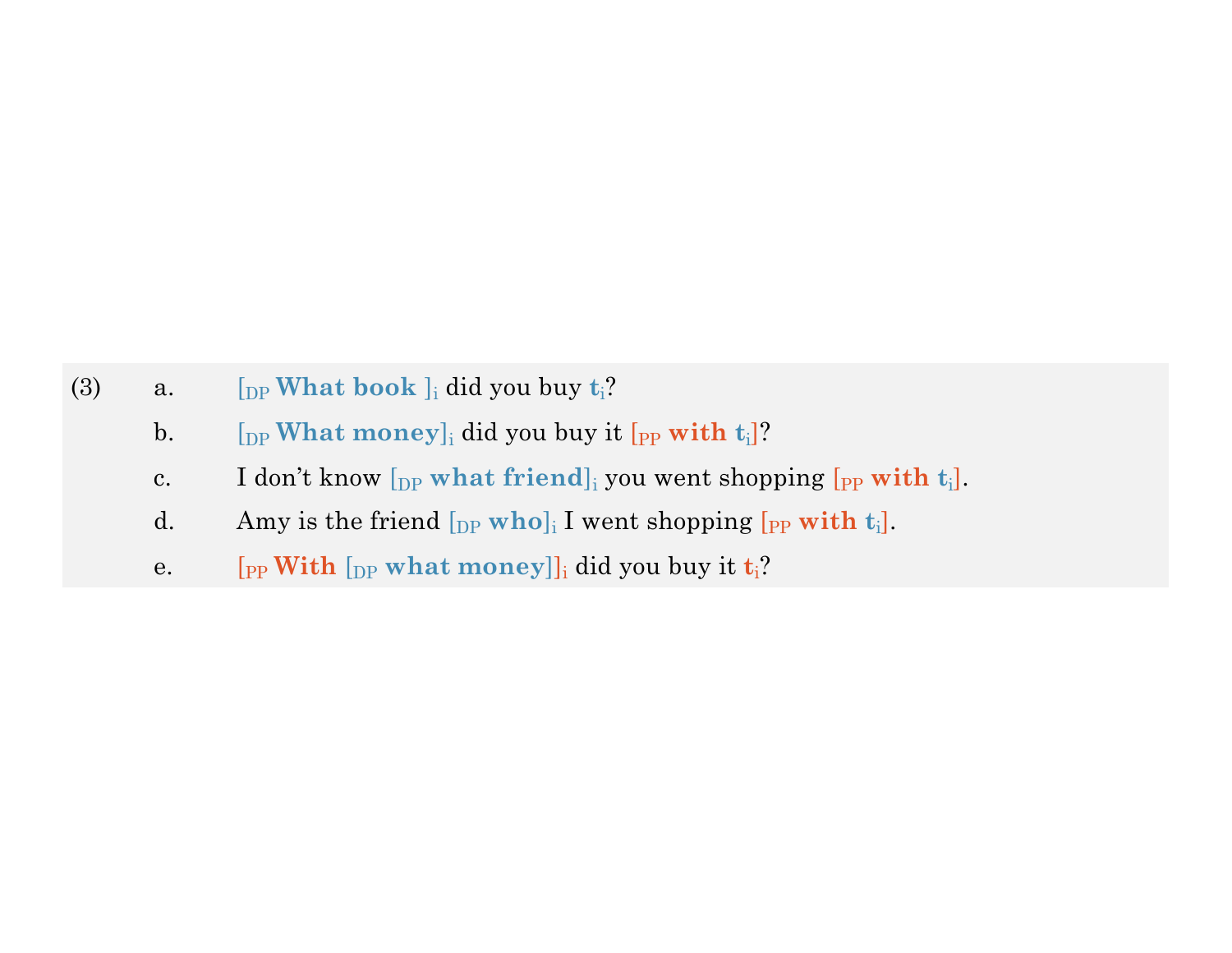(3)

a. [$_{DP}$ **What book** ]$_i$ did you buy **t**$_i$?

b. [$_{DP}$ **What money**]$_i$ did you buy it [$_{PP}$ **with t**$_i$]?

c. I don't know [$_{DP}$ **what friend**]$_i$ you went shopping [$_{PP}$ **with t**$_i$].

d. Amy is the friend [$_{DP}$ **who**]$_i$ I went shopping [$_{PP}$ **with t**$_i$].

e. [$_{PP}$ **With** [$_{DP}$ **what money**]]$_i$ did you buy it **t**$_i$?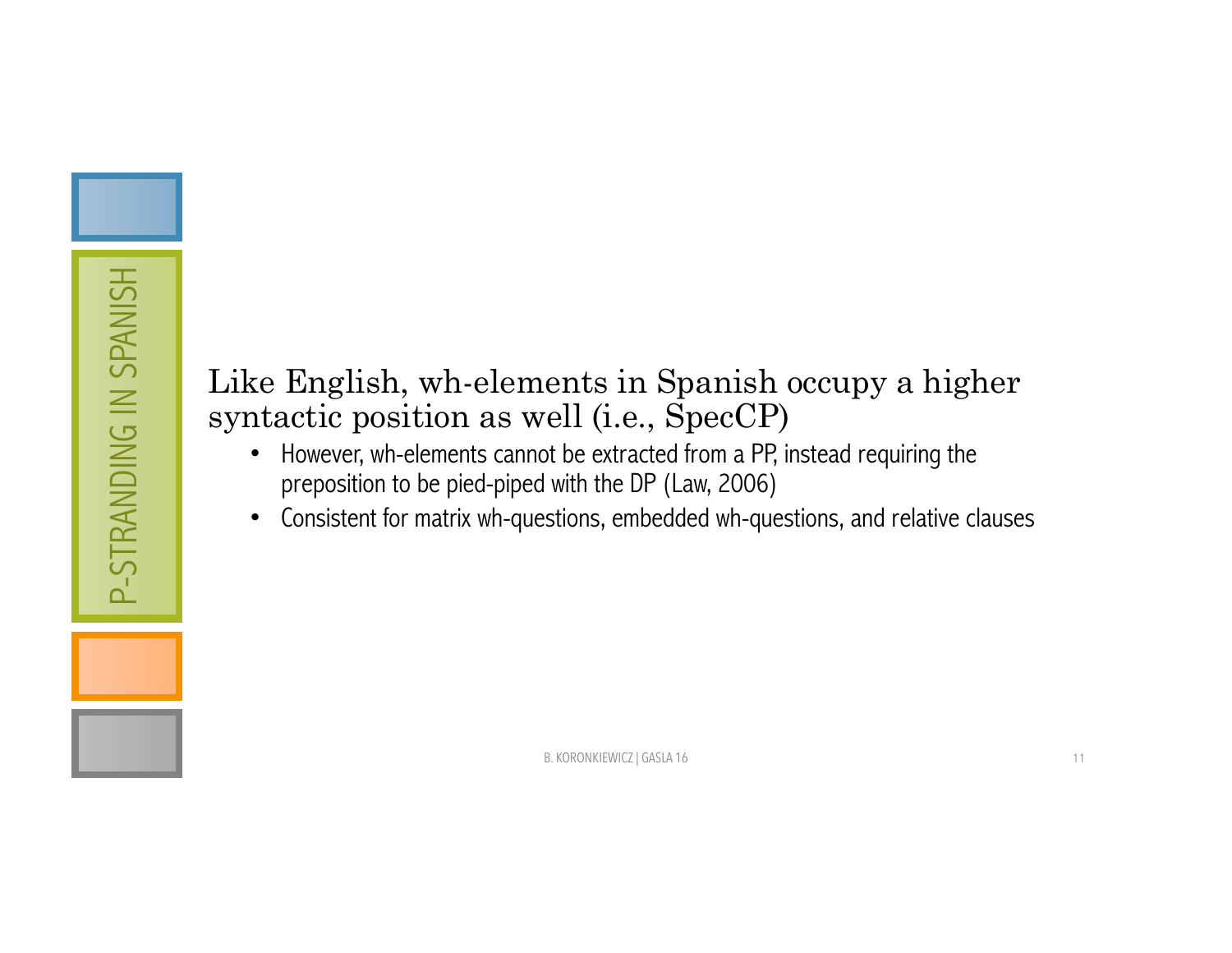## P-STRANDING IN SPANISH

Like English, wh-elements in Spanish occupy a higher syntactic position as well (i.e., SpecCP)

- However, wh-elements cannot be extracted from a PP, instead requiring the preposition to be pied-piped with the DP (Law, 2006)
- Consistent for matrix wh-questions, embedded wh-questions, and relative clauses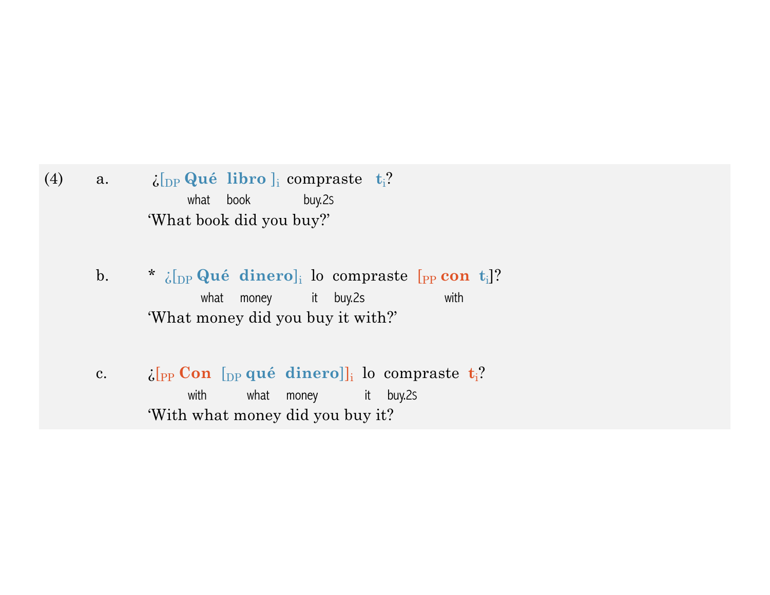(4)

a. ¿[$_{DP}$ **Qué libro** ]$_i$ compraste **t**$_i$?
   what book buy.2S
   'What book did you buy?'

b. * ¿[$_{DP}$ **Qué dinero**]$_i$ lo compraste [$_{PP}$ **con** **t**$_i$]?
   what money it buy.2S with
   'What money did you buy it with?'

c. ¿[$_{PP}$ **Con** [$_{DP}$ **qué dinero**]]$_i$ lo compraste **t**$_i$?
   with what money it buy.2S
   'With what money did you buy it?'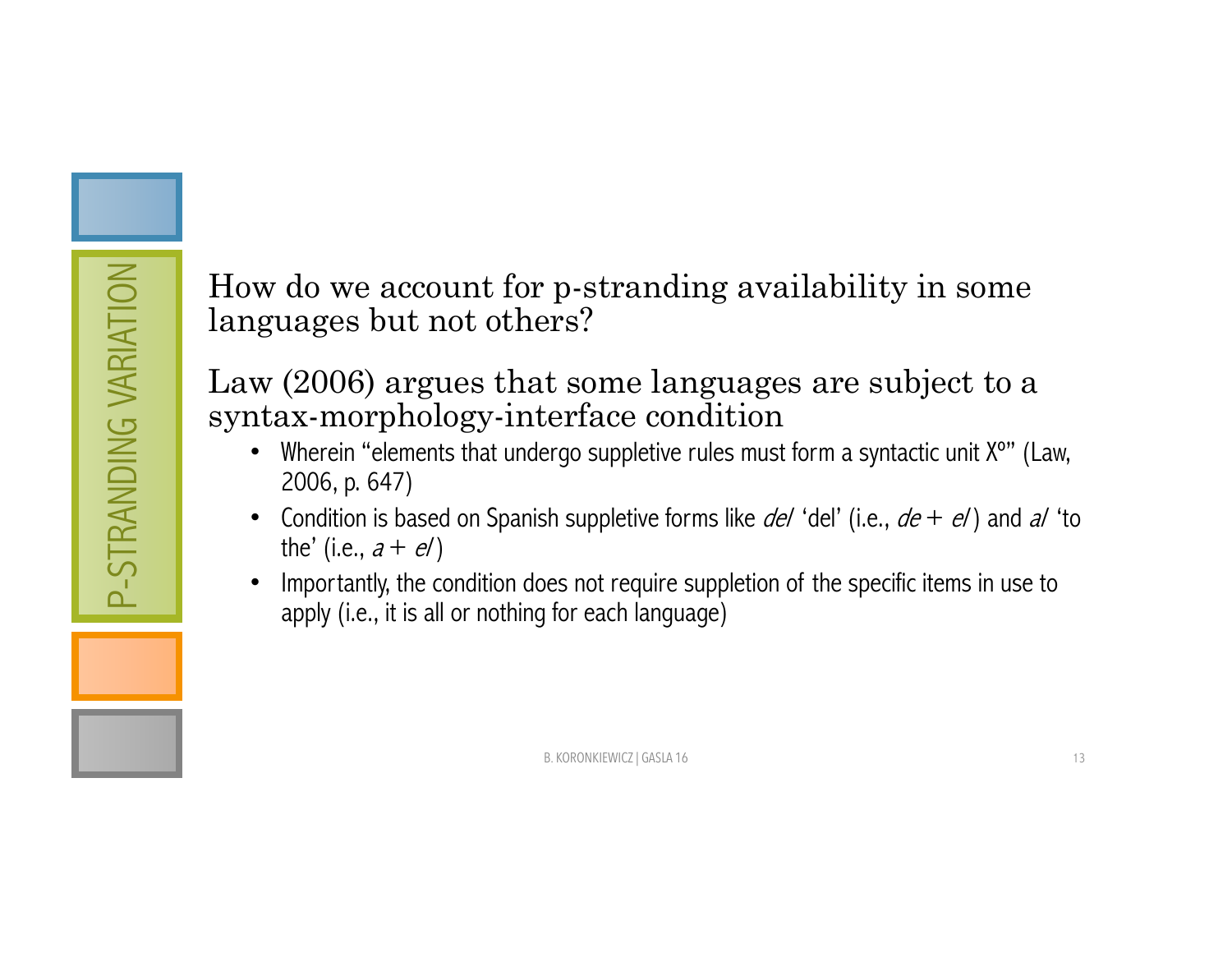# P-STRANDING VARIATION

How do we account for p-stranding availability in some languages but not others?

Law (2006) argues that some languages are subject to a syntax-morphology-interface condition

- Wherein "elements that undergo suppletive rules must form a syntactic unit X°" (Law, 2006, p. 647)
- Condition is based on Spanish suppletive forms like *del* 'del' (i.e., *de* + *el*) and *al* 'to the' (i.e., *a* + *el*)
- Importantly, the condition does not require suppletion of the specific items in use to apply (i.e., it is all or nothing for each language)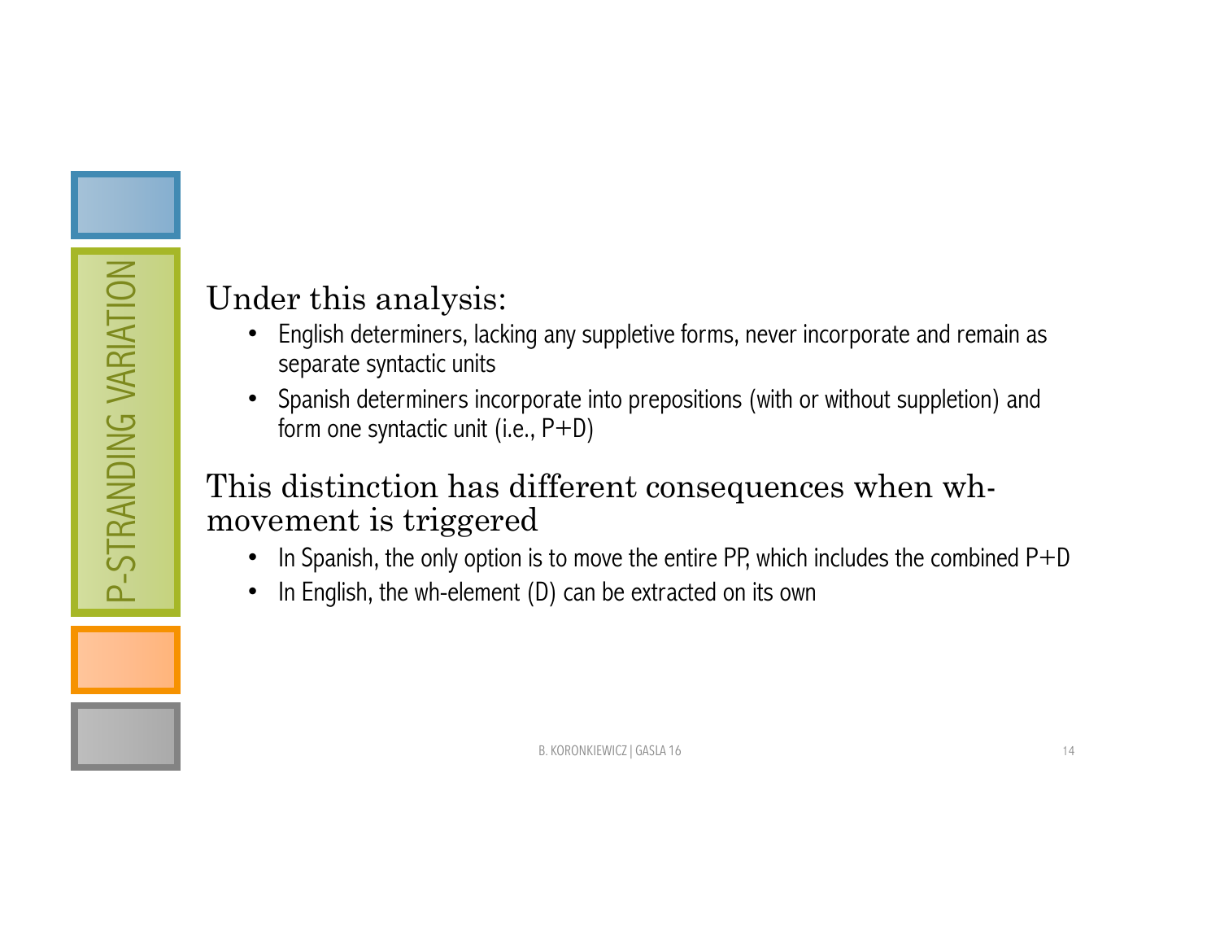Under this analysis:

- English determiners, lacking any suppletive forms, never incorporate and remain as separate syntactic units
- Spanish determiners incorporate into prepositions (with or without suppletion) and form one syntactic unit (i.e., P+D)

This distinction has different consequences when wh-movement is triggered

- In Spanish, the only option is to move the entire PP, which includes the combined P+D
- In English, the wh-element (D) can be extracted on its own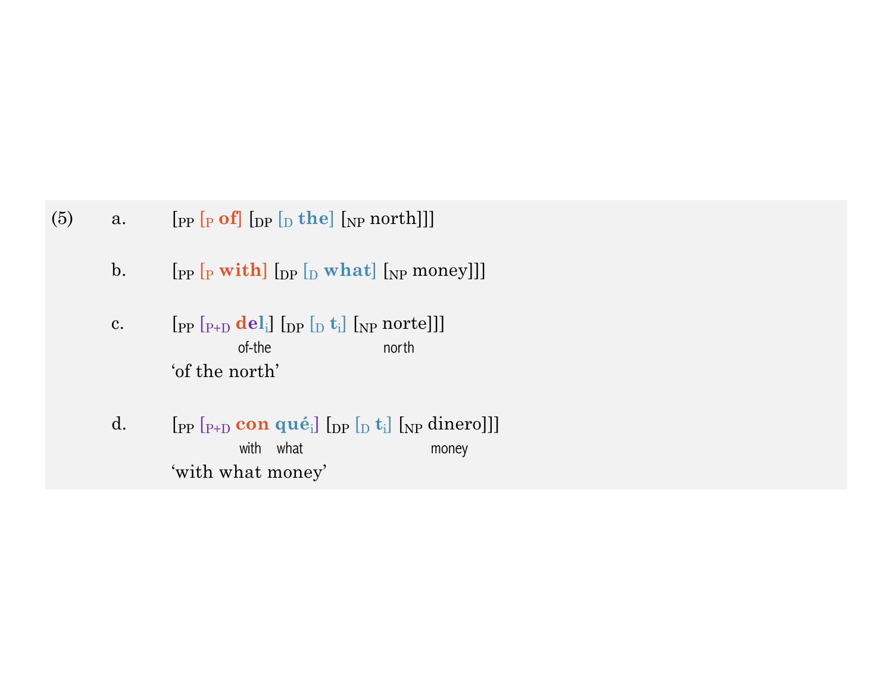(5)

a. [$_{PP}$ [$_{P}$ **of**] [$_{DP}$ [$_{D}$ **the**] [$_{NP}$ north]]]

b. [$_{PP}$ [$_{P}$ **with**] [$_{DP}$ [$_{D}$ **what**] [$_{NP}$ money]]]

c. [$_{PP}$ [$_{P+D}$ **del**$_{i}$] [$_{DP}$ [$_{D}$ **t**$_{i}$] [$_{NP}$ norte]]]
   of-the north
   'of the north'

d. [$_{PP}$ [$_{P+D}$ **con qué**$_{i}$] [$_{DP}$ [$_{D}$ **t**$_{i}$] [$_{NP}$ dinero]]]
   with what money
   'with what money'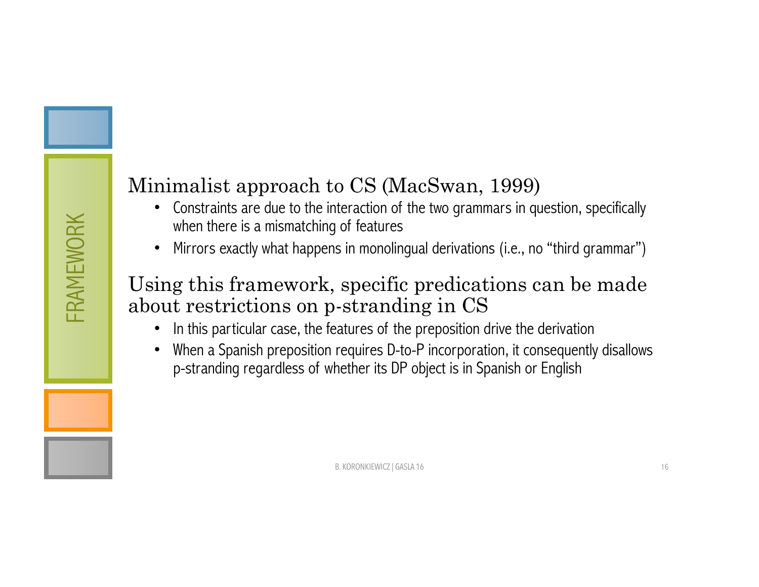FRAMEWORK

## Minimalist approach to CS (MacSwan, 1999)

- Constraints are due to the interaction of the two grammars in question, specifically when there is a mismatching of features
- Mirrors exactly what happens in monolingual derivations (i.e., no "third grammar")

## Using this framework, specific predications can be made about restrictions on p-stranding in CS

- In this particular case, the features of the preposition drive the derivation
- When a Spanish preposition requires D-to-P incorporation, it consequently disallows p-stranding regardless of whether its DP object is in Spanish or English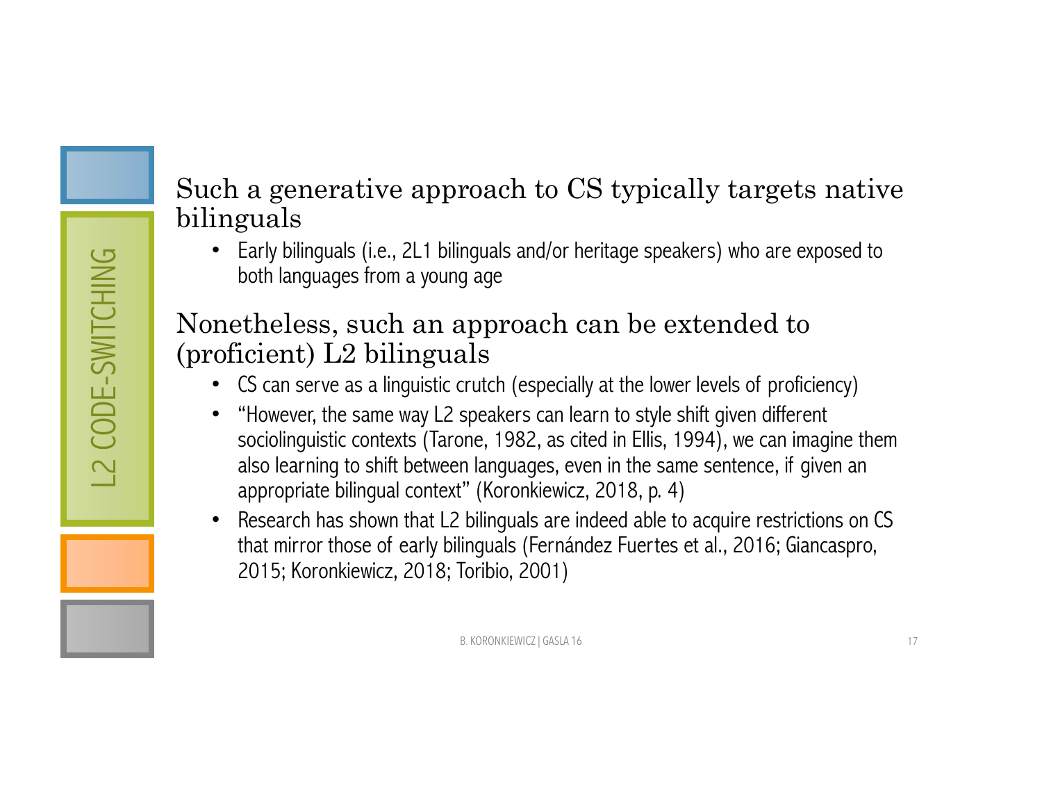## L2 CODE-SWITCHING

Such a generative approach to CS typically targets native bilinguals

- Early bilinguals (i.e., 2L1 bilinguals and/or heritage speakers) who are exposed to both languages from a young age

Nonetheless, such an approach can be extended to (proficient) L2 bilinguals

- CS can serve as a linguistic crutch (especially at the lower levels of proficiency)
- "However, the same way L2 speakers can learn to style shift given different sociolinguistic contexts (Tarone, 1982, as cited in Ellis, 1994), we can imagine them also learning to shift between languages, even in the same sentence, if given an appropriate bilingual context" (Koronkiewicz, 2018, p. 4)
- Research has shown that L2 bilinguals are indeed able to acquire restrictions on CS that mirror those of early bilinguals (Fernández Fuertes et al., 2016; Giancaspro, 2015; Koronkiewicz, 2018; Toribio, 2001)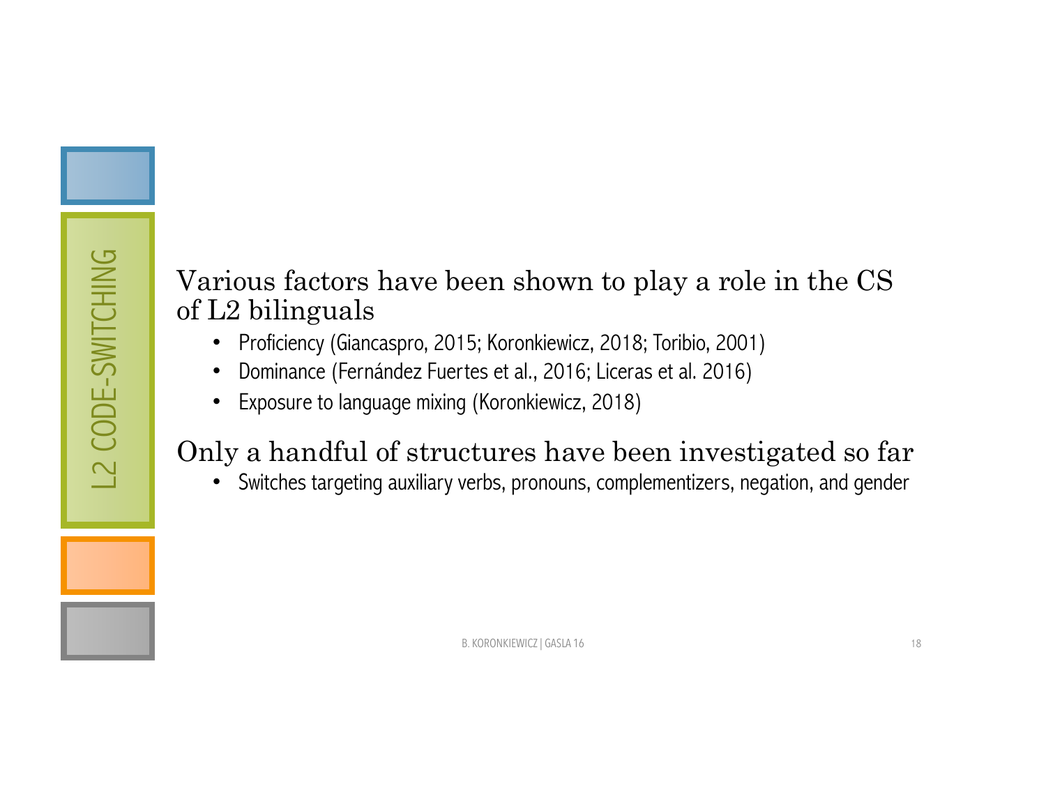# L2 CODE-SWITCHING

Various factors have been shown to play a role in the CS of L2 bilinguals

- Proficiency (Giancaspro, 2015; Koronkiewicz, 2018; Toribio, 2001)
- Dominance (Fernández Fuertes et al., 2016; Liceras et al. 2016)
- Exposure to language mixing (Koronkiewicz, 2018)

Only a handful of structures have been investigated so far

- Switches targeting auxiliary verbs, pronouns, complementizers, negation, and gender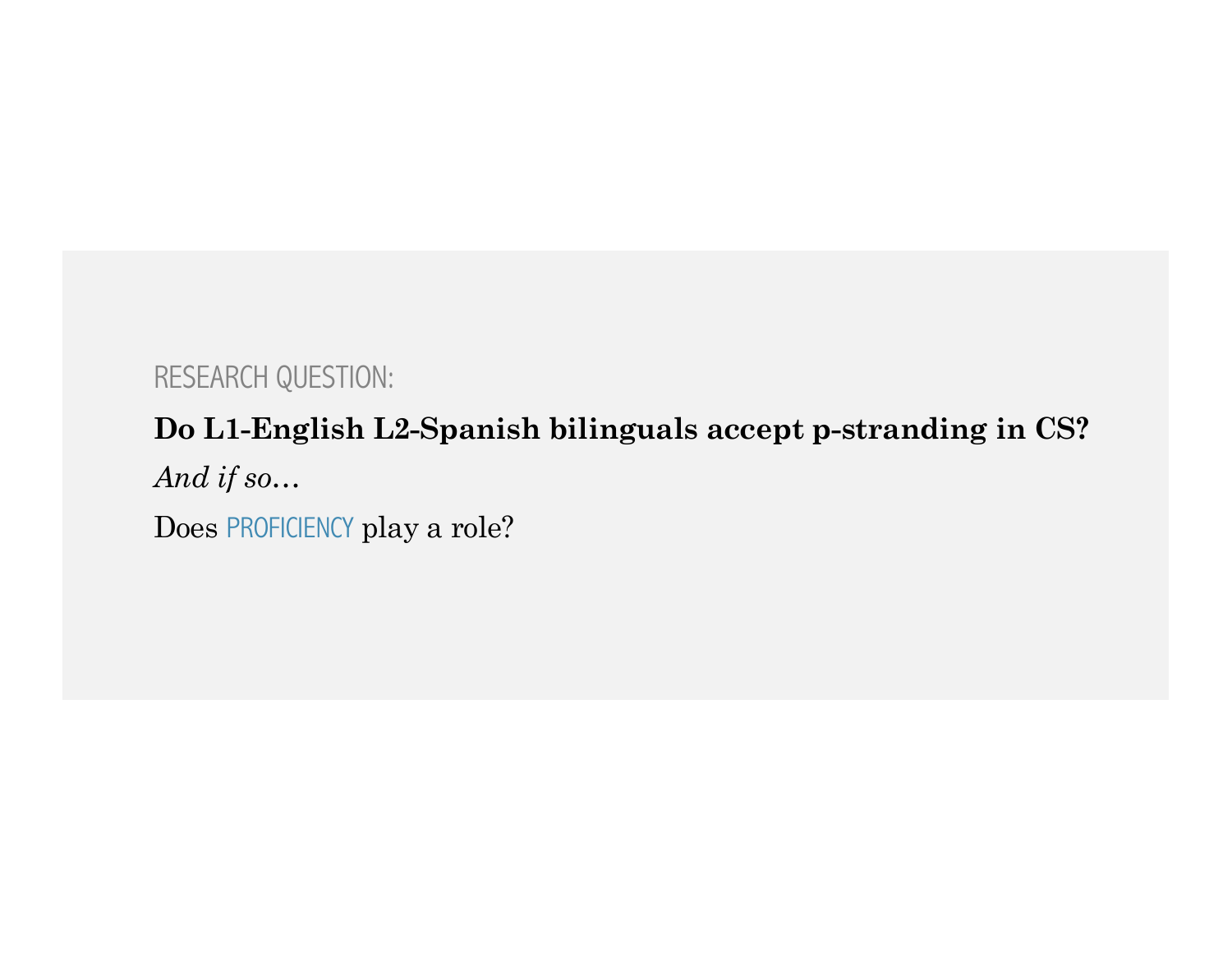RESEARCH QUESTION:

**Do L1-English L2-Spanish bilinguals accept p-stranding in CS?**

*And if so…*

Does PROFICIENCY play a role?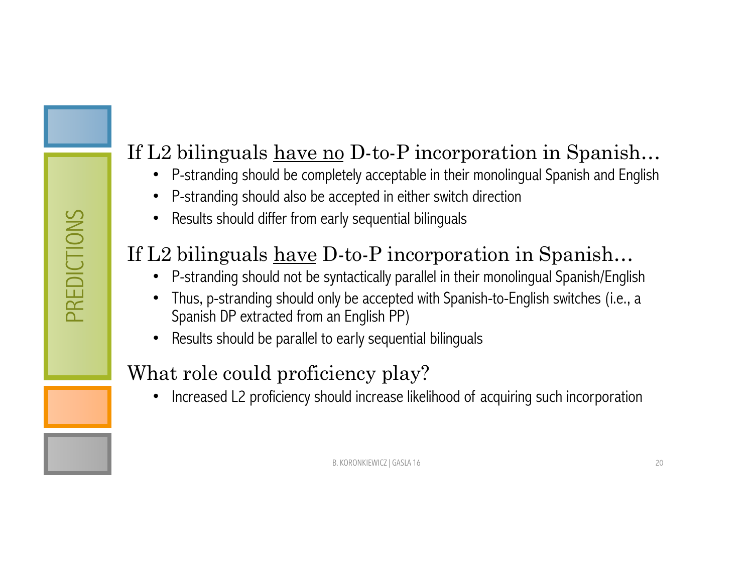# PREDICTIONS

## If L2 bilinguals have no D-to-P incorporation in Spanish…

- P-stranding should be completely acceptable in their monolingual Spanish and English
- P-stranding should also be accepted in either switch direction
- Results should differ from early sequential bilinguals

## If L2 bilinguals have D-to-P incorporation in Spanish…

- P-stranding should not be syntactically parallel in their monolingual Spanish/English
- Thus, p-stranding should only be accepted with Spanish-to-English switches (i.e., a Spanish DP extracted from an English PP)
- Results should be parallel to early sequential bilinguals

## What role could proficiency play?

- Increased L2 proficiency should increase likelihood of acquiring such incorporation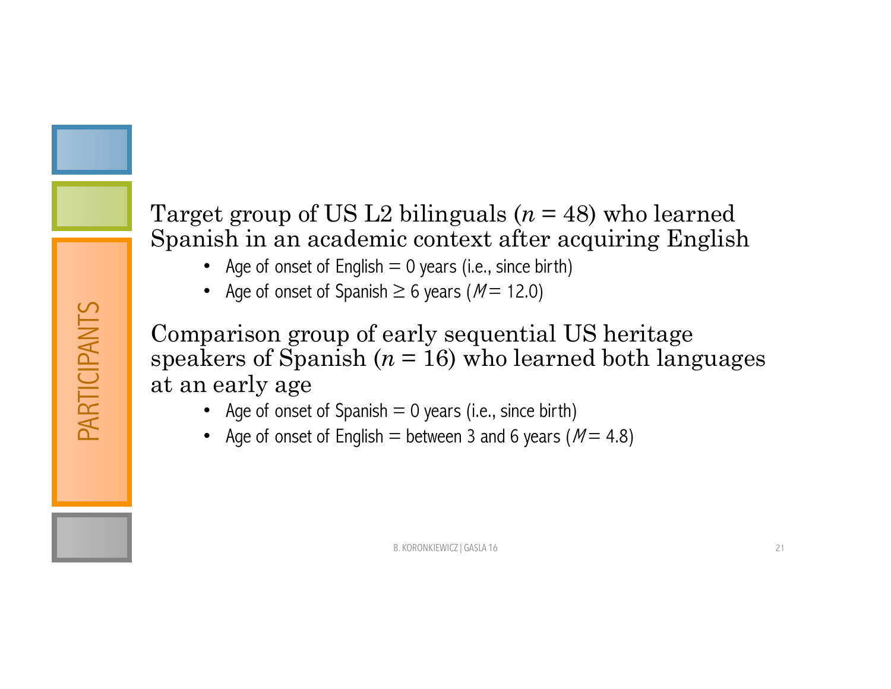## PARTICIPANTS

Target group of US L2 bilinguals ($n$ = 48) who learned Spanish in an academic context after acquiring English

- Age of onset of English = 0 years (i.e., since birth)
- Age of onset of Spanish ≥ 6 years ($M$ = 12.0)

Comparison group of early sequential US heritage speakers of Spanish ($n$ = 16) who learned both languages at an early age

- Age of onset of Spanish = 0 years (i.e., since birth)
- Age of onset of English = between 3 and 6 years ($M$ = 4.8)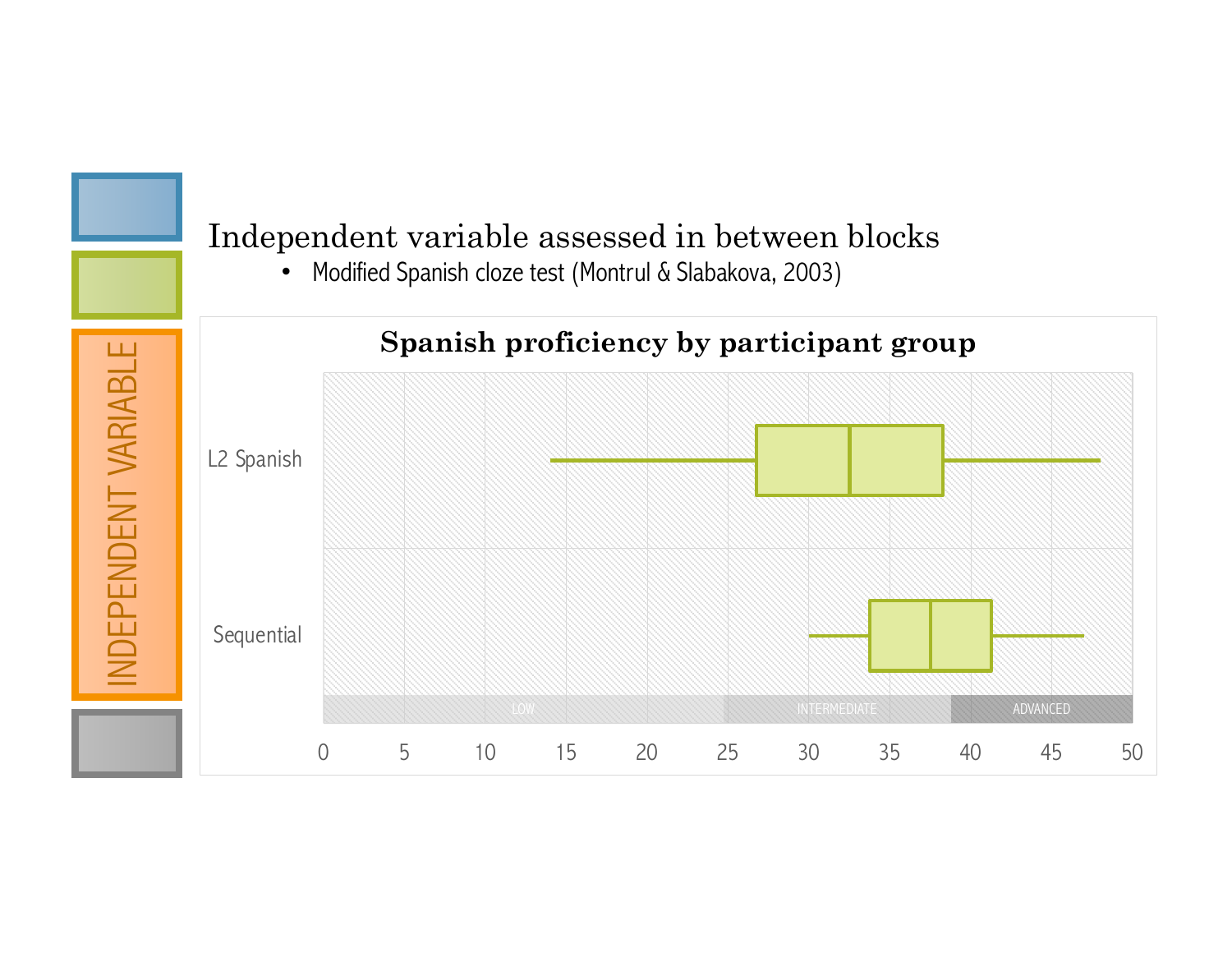INDEPENDENT VARIABLE

## Independent variable assessed in between blocks

- Modified Spanish cloze test (Montrul & Slabakova, 2003)

**Spanish proficiency by participant group**

L2 Spanish

Sequential

LOW | INTERMEDIATE | ADVANCED

0 5 10 15 20 25 30 35 40 45 50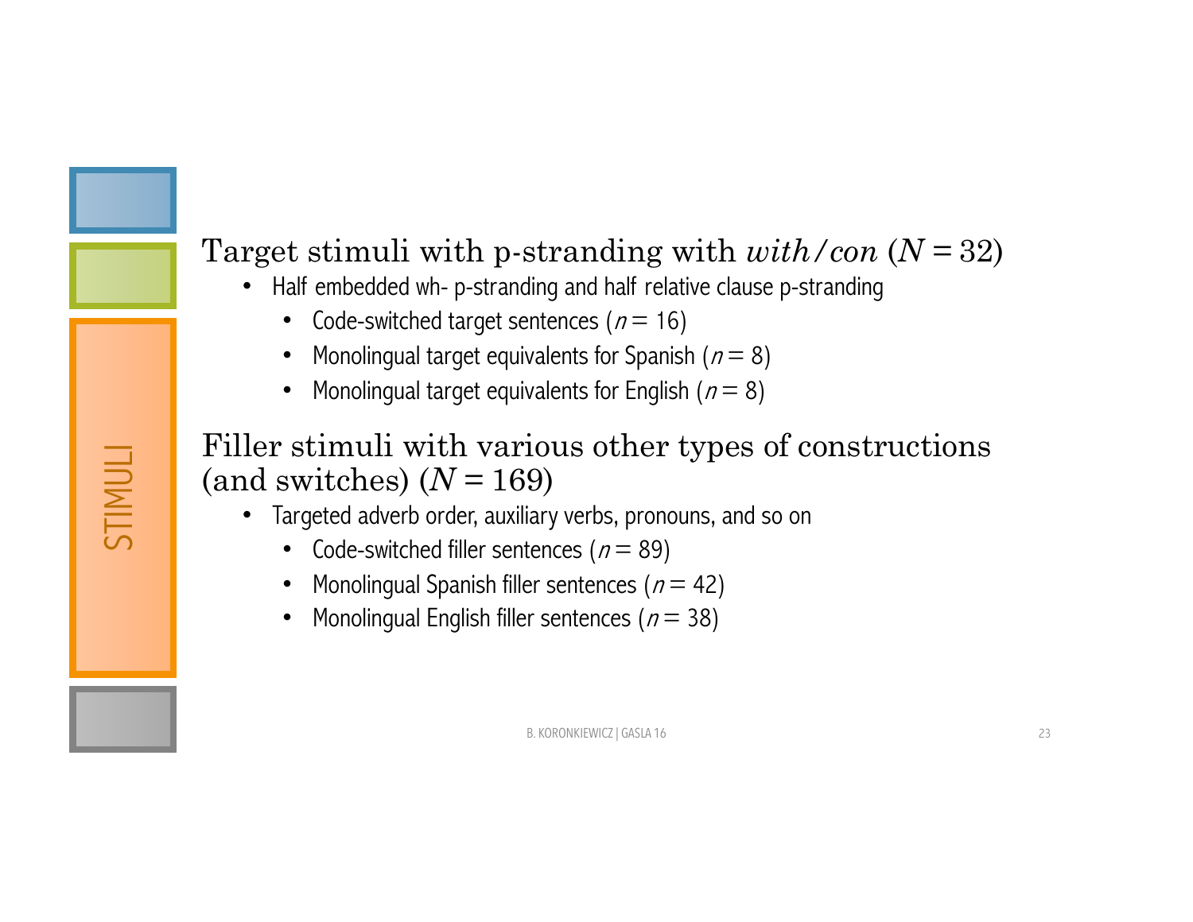# STIMULI

Target stimuli with p-stranding with *with/con* ($N = 32$)

- Half embedded wh- p-stranding and half relative clause p-stranding
  - Code-switched target sentences ($n = 16$)
  - Monolingual target equivalents for Spanish ($n = 8$)
  - Monolingual target equivalents for English ($n = 8$)

Filler stimuli with various other types of constructions (and switches) ($N = 169$)

- Targeted adverb order, auxiliary verbs, pronouns, and so on
  - Code-switched filler sentences ($n = 89$)
  - Monolingual Spanish filler sentences ($n = 42$)
  - Monolingual English filler sentences ($n = 38$)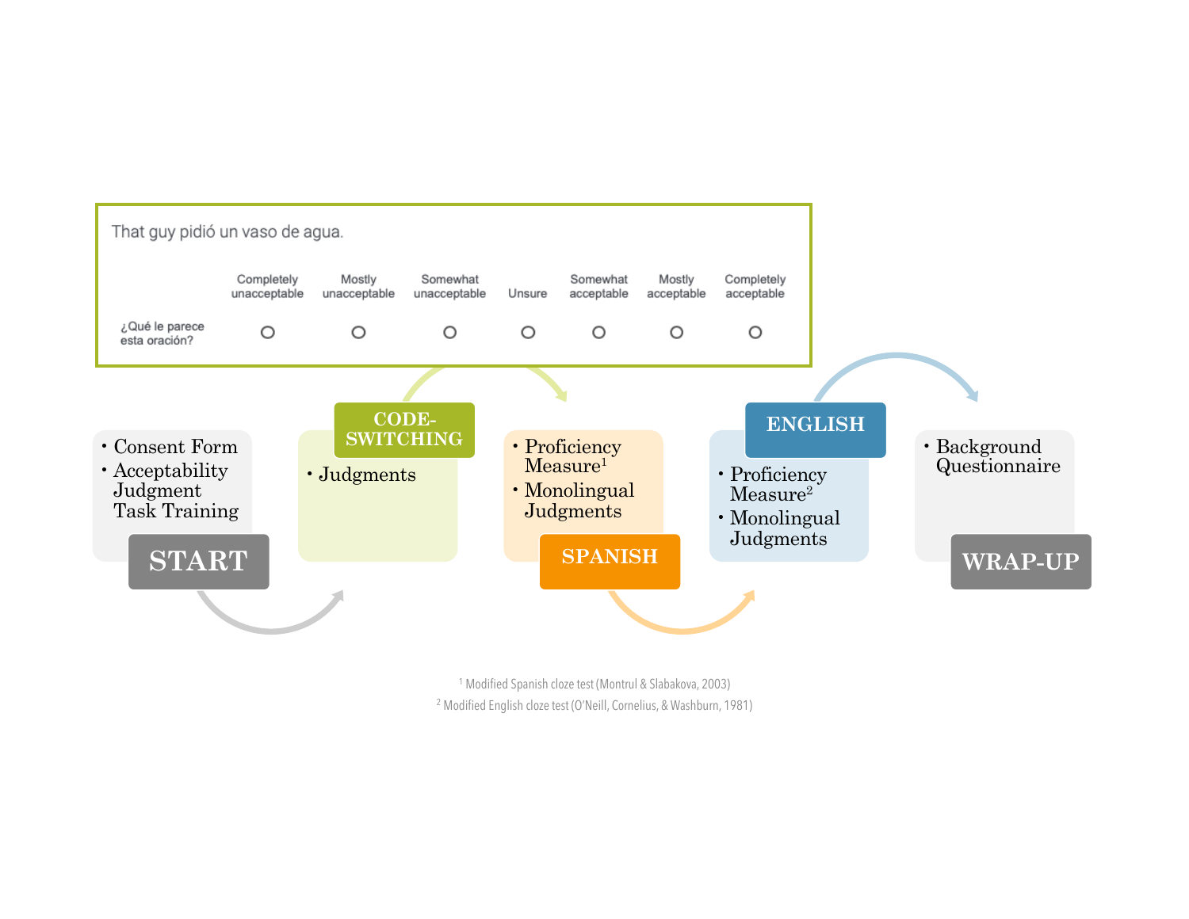That guy pidió un vaso de agua.

| | Completely unacceptable | Mostly unacceptable | Somewhat unacceptable | Unsure | Somewhat acceptable | Mostly acceptable | Completely acceptable |
|---|---|---|---|---|---|---|---|
| ¿Qué le parece esta oración? | O | O | O | O | O | O | O |

**START**

- Consent Form
- Acceptability Judgment Task Training

**CODE-SWITCHING**

- Judgments

**SPANISH**

- Proficiency Measure[1]
- Monolingual Judgments

**ENGLISH**

- Proficiency Measure[2]
- Monolingual Judgments

**WRAP-UP**

- Background Questionnaire

[1] Modified Spanish cloze test (Montrul & Slabakova, 2003)

[2] Modified English cloze test (O'Neill, Cornelius, & Washburn, 1981)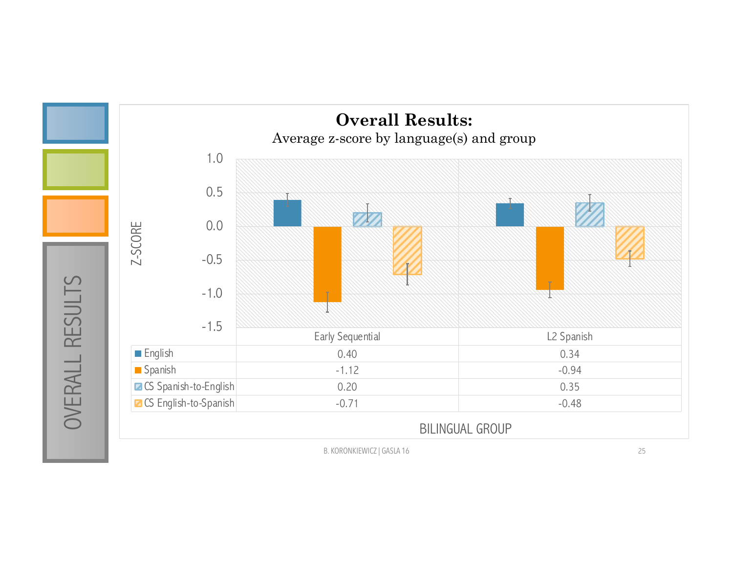# OVERALL RESULTS

## Overall Results:

Average z-score by language(s) and group

| BILINGUAL GROUP | Early Sequential | L2 Spanish |
|---|---|---|
| English | 0.40 | 0.34 |
| Spanish | -1.12 | -0.94 |
| CS Spanish-to-English | 0.20 | 0.35 |
| CS English-to-Spanish | -0.71 | -0.48 |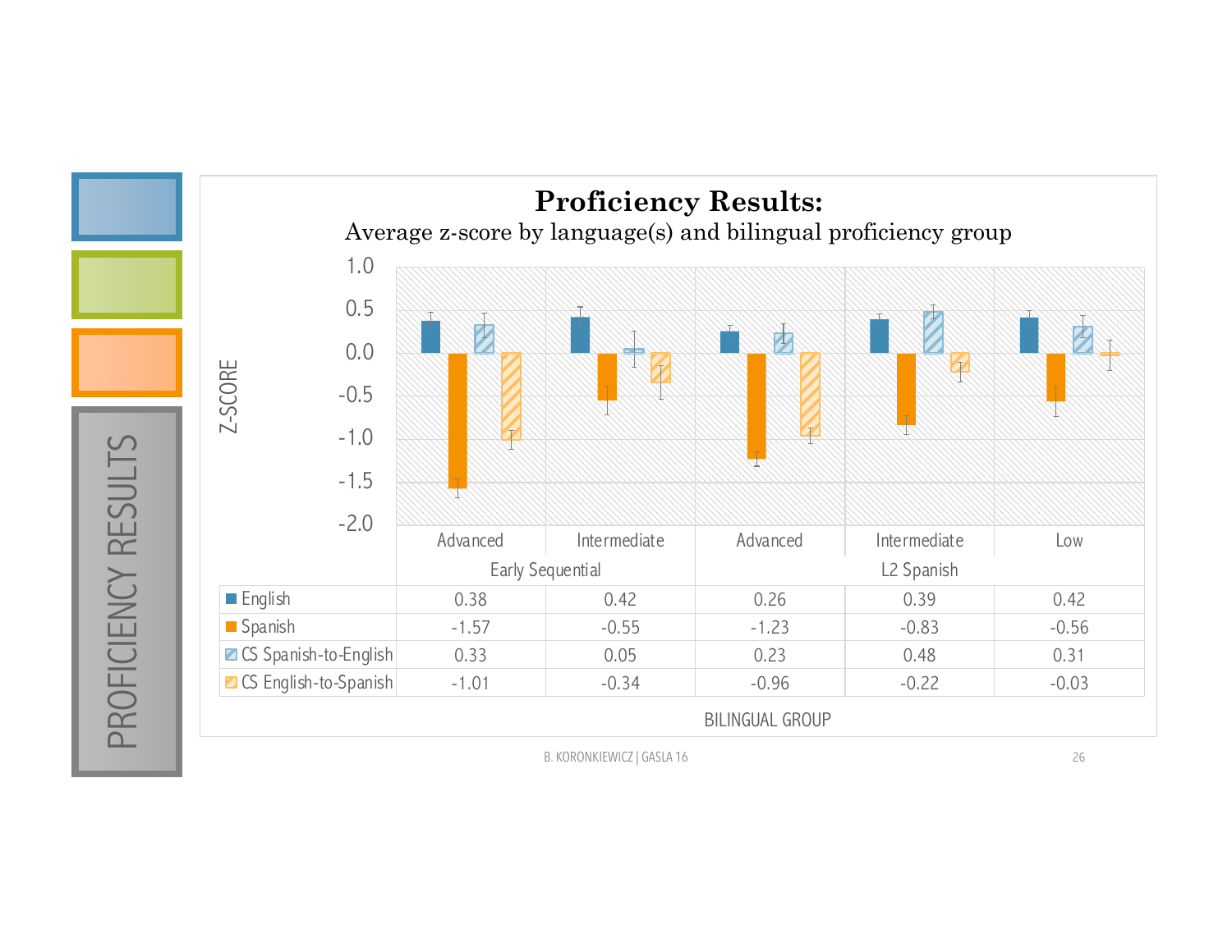# PROFICIENCY RESULTS

## Proficiency Results:

Average z-score by language(s) and bilingual proficiency group

| | Early Sequential | | L2 Spanish | | |
|---|---|---|---|---|---|
| | Advanced | Intermediate | Advanced | Intermediate | Low |
| English | 0.38 | 0.42 | 0.26 | 0.39 | 0.42 |
| Spanish | -1.57 | -0.55 | -1.23 | -0.83 | -0.56 |
| CS Spanish-to-English | 0.33 | 0.05 | 0.23 | 0.48 | 0.31 |
| CS English-to-Spanish | -1.01 | -0.34 | -0.96 | -0.22 | -0.03 |

Z-SCORE

BILINGUAL GROUP

B. KORONKIEWICZ | GASLA 16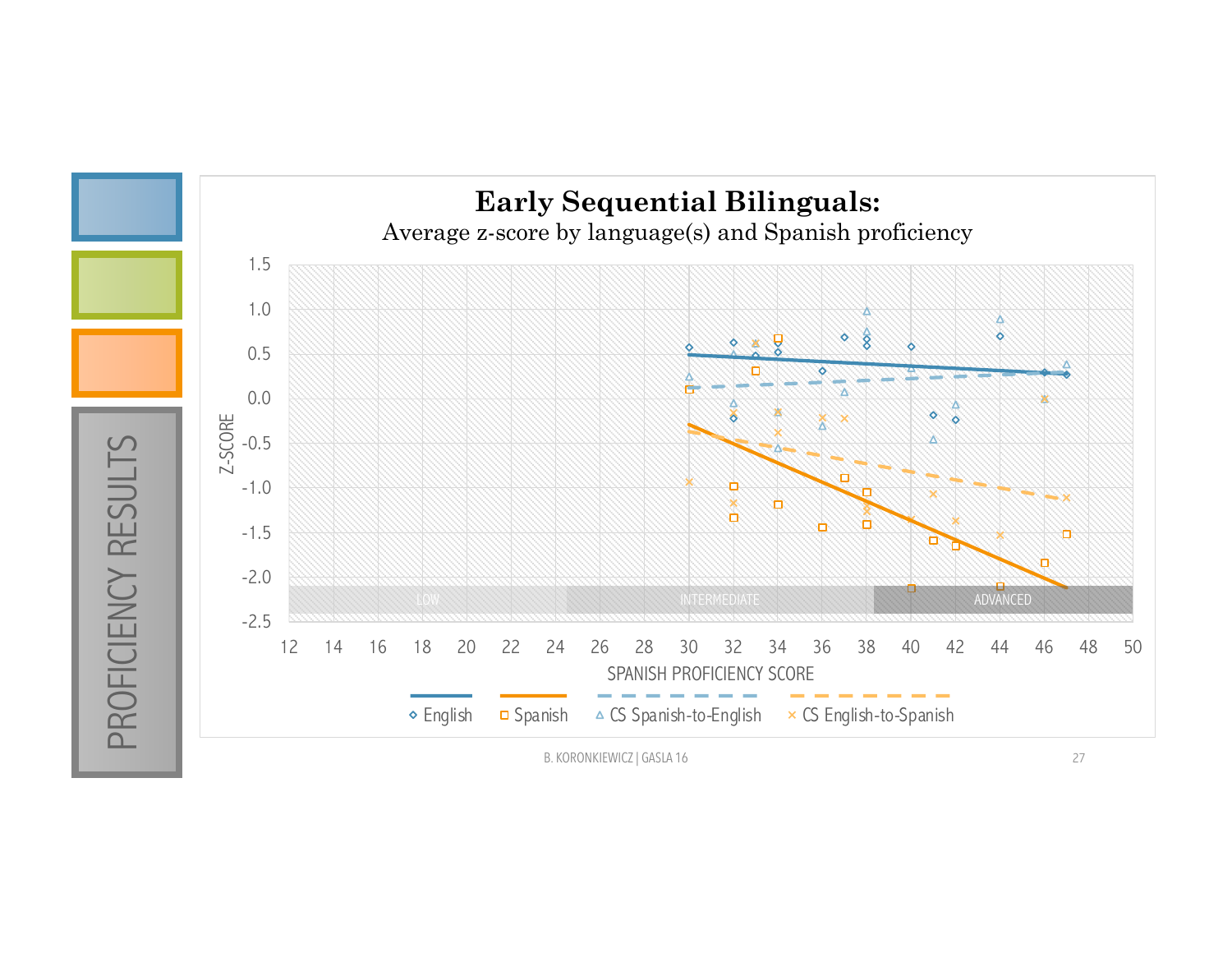# PROFICIENCY RESULTS

## Early Sequential Bilinguals:

Average z-score by language(s) and Spanish proficiency

Z-SCORE

SPANISH PROFICIENCY SCORE

LOW | INTERMEDIATE | ADVANCED

English | Spanish | CS Spanish-to-English | CS English-to-Spanish

B. KORONKIEWICZ | GASLA 16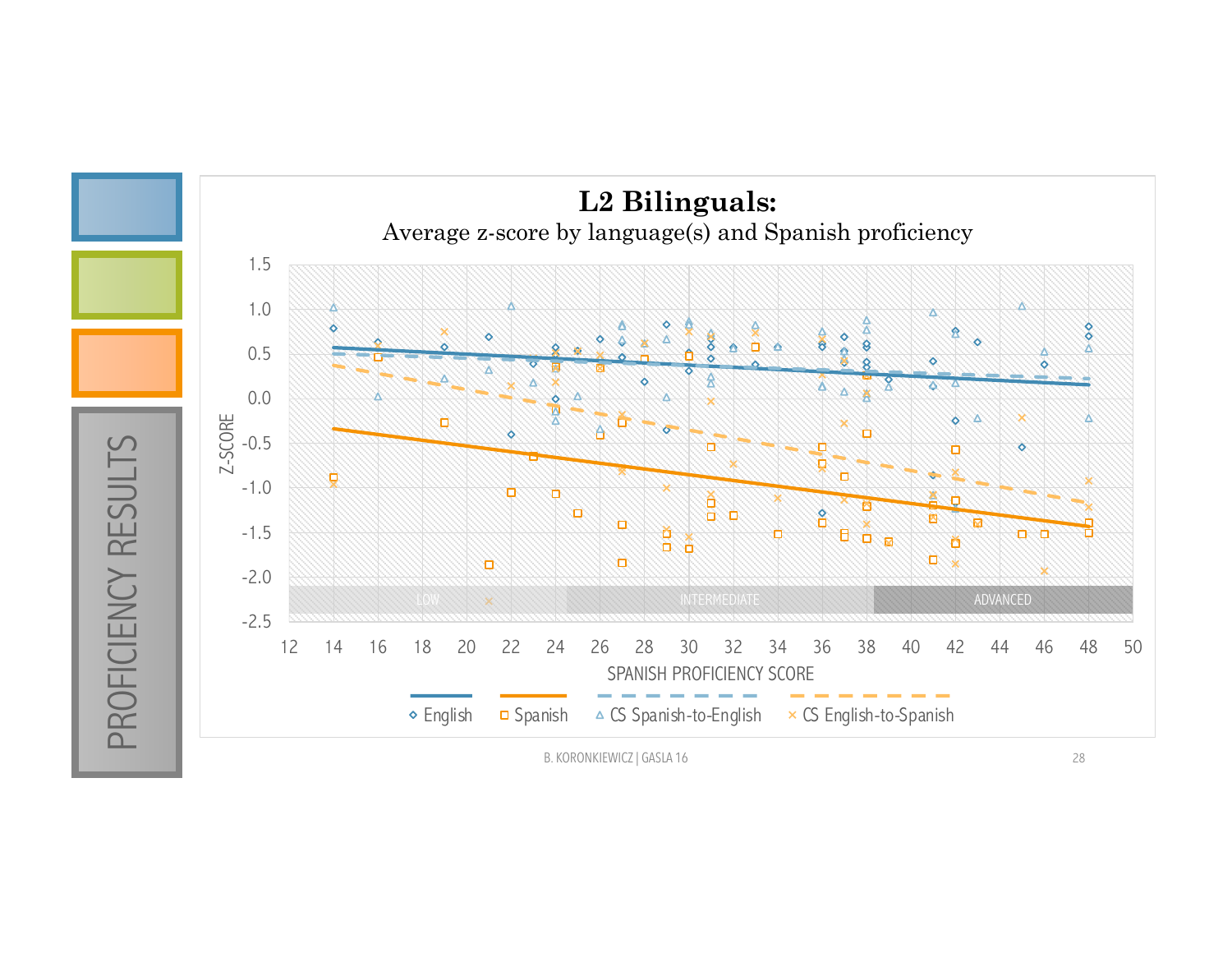# PROFICIENCY RESULTS

## L2 Bilinguals:

Average z-score by language(s) and Spanish proficiency

Y-axis: Z-SCORE (1.5, 1.0, 0.5, 0.0, -0.5, -1.0, -1.5, -2.0, -2.5)

X-axis: SPANISH PROFICIENCY SCORE (12, 14, 16, 18, 20, 22, 24, 26, 28, 30, 32, 34, 36, 38, 40, 42, 44, 46, 48, 50)

Proficiency bands: LOW, INTERMEDIATE, ADVANCED

Legend: English, Spanish, CS Spanish-to-English, CS English-to-Spanish

B. KORONKIEWICZ | GASLA 16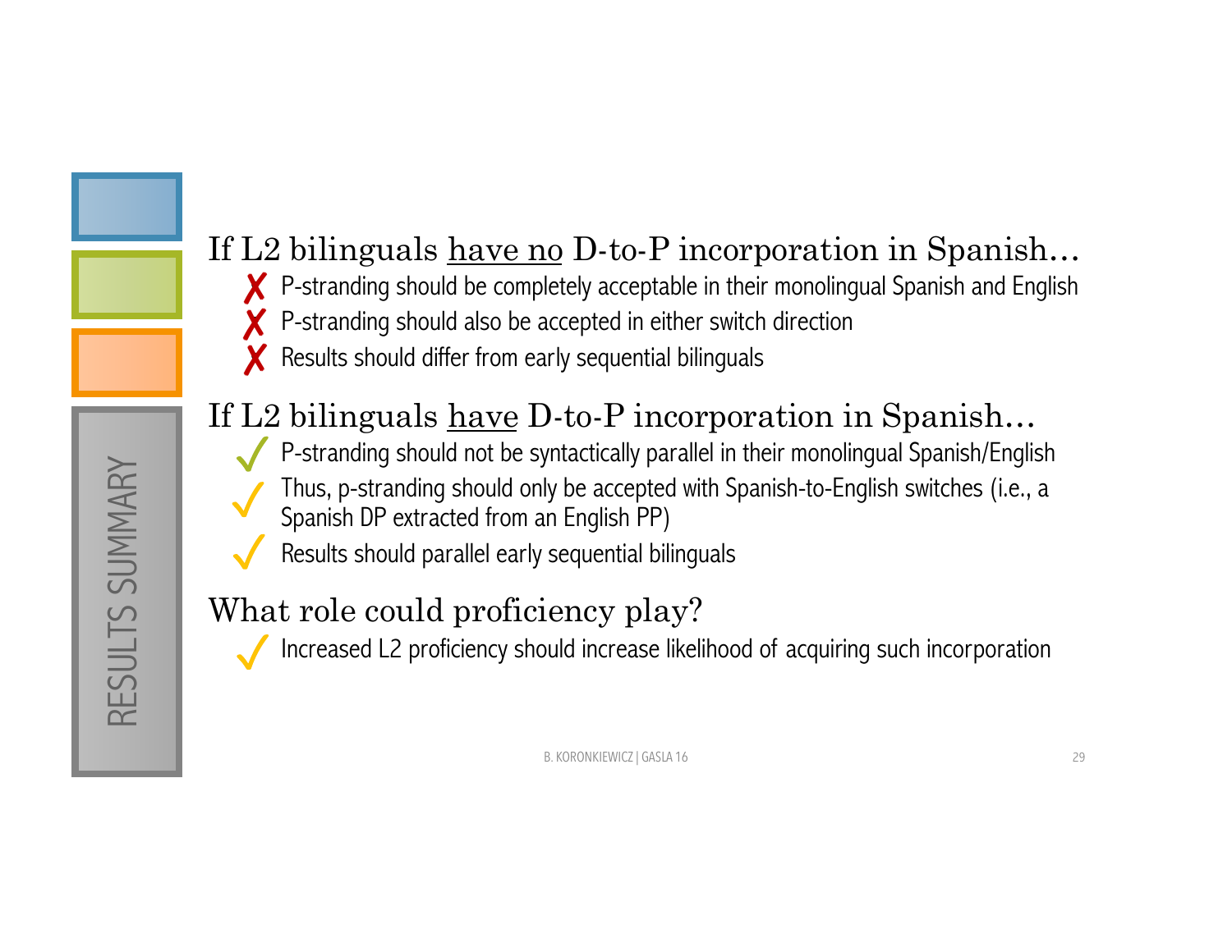# RESULTS SUMMARY

## If L2 bilinguals <u>have no</u> D-to-P incorporation in Spanish…

- ✗ P-stranding should be completely acceptable in their monolingual Spanish and English
- ✗ P-stranding should also be accepted in either switch direction
- ✗ Results should differ from early sequential bilinguals

## If L2 bilinguals <u>have</u> D-to-P incorporation in Spanish…

- ✓ P-stranding should not be syntactically parallel in their monolingual Spanish/English
- ✓ Thus, p-stranding should only be accepted with Spanish-to-English switches (i.e., a Spanish DP extracted from an English PP)
- ✓ Results should parallel early sequential bilinguals

## What role could proficiency play?

- ✓ Increased L2 proficiency should increase likelihood of acquiring such incorporation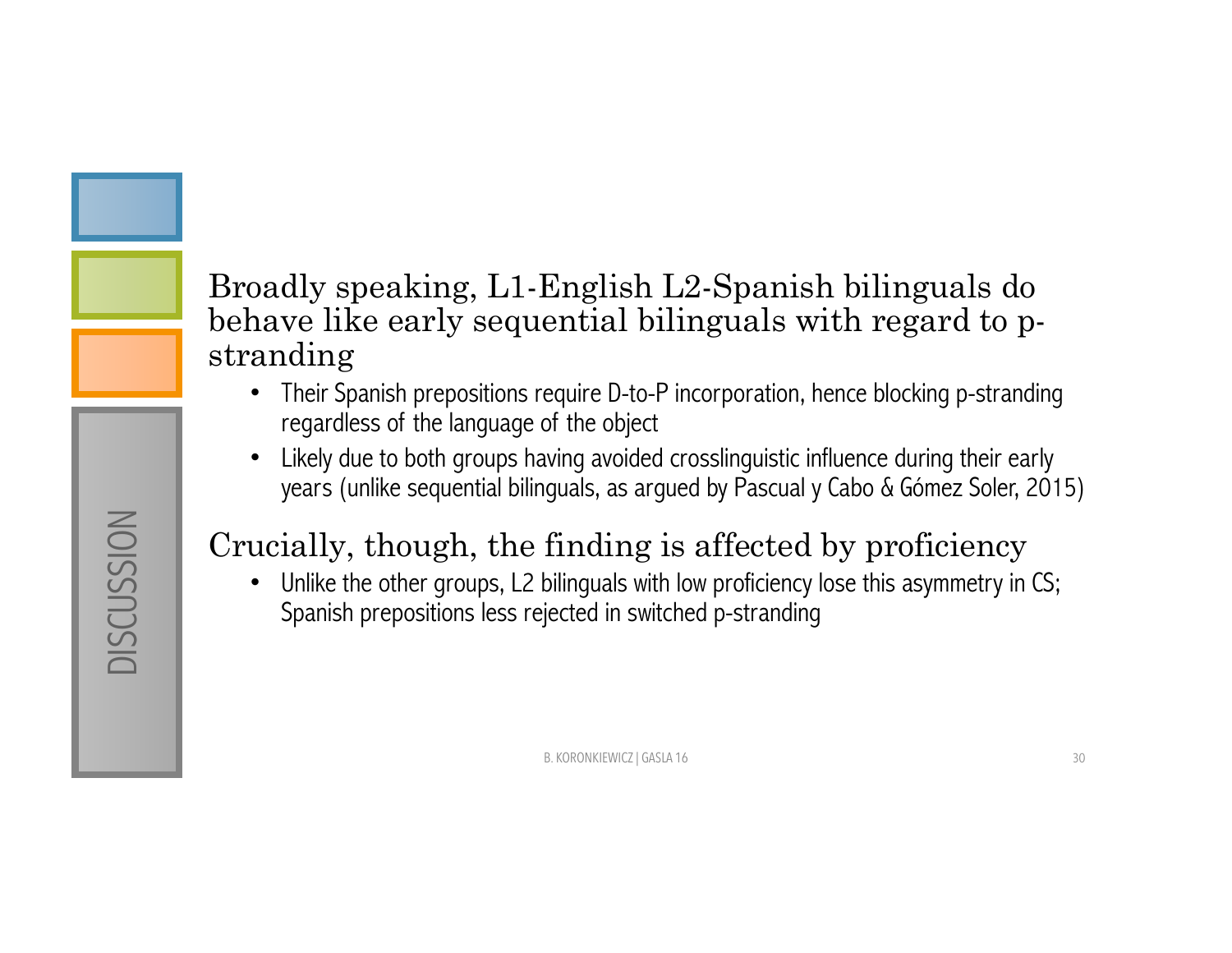# DISCUSSION

Broadly speaking, L1-English L2-Spanish bilinguals do behave like early sequential bilinguals with regard to p-stranding

- Their Spanish prepositions require D-to-P incorporation, hence blocking p-stranding regardless of the language of the object
- Likely due to both groups having avoided crosslinguistic influence during their early years (unlike sequential bilinguals, as argued by Pascual y Cabo & Gómez Soler, 2015)

Crucially, though, the finding is affected by proficiency

- Unlike the other groups, L2 bilinguals with low proficiency lose this asymmetry in CS; Spanish prepositions less rejected in switched p-stranding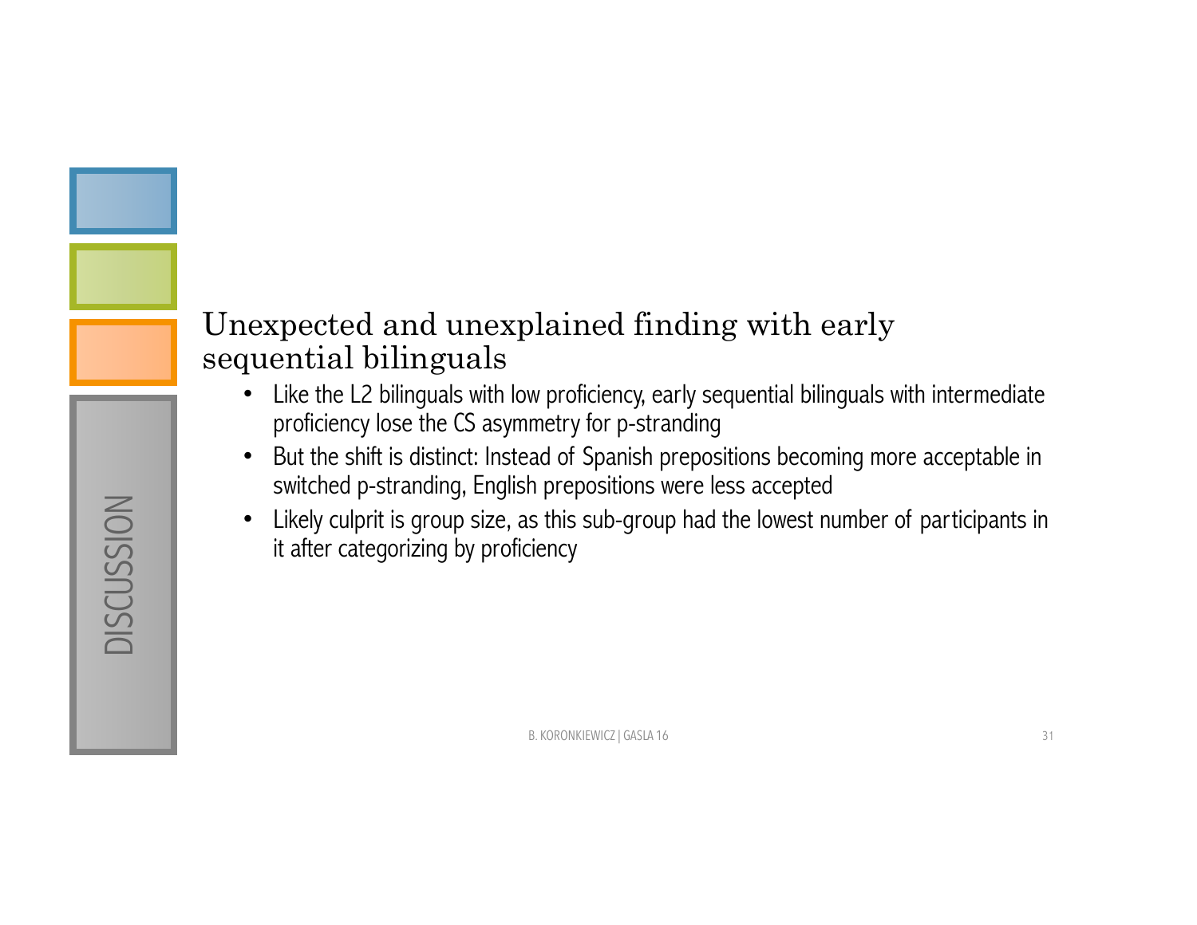DISCUSSION

## Unexpected and unexplained finding with early sequential bilinguals

- Like the L2 bilinguals with low proficiency, early sequential bilinguals with intermediate proficiency lose the CS asymmetry for p-stranding
- But the shift is distinct: Instead of Spanish prepositions becoming more acceptable in switched p-stranding, English prepositions were less accepted
- Likely culprit is group size, as this sub-group had the lowest number of participants in it after categorizing by proficiency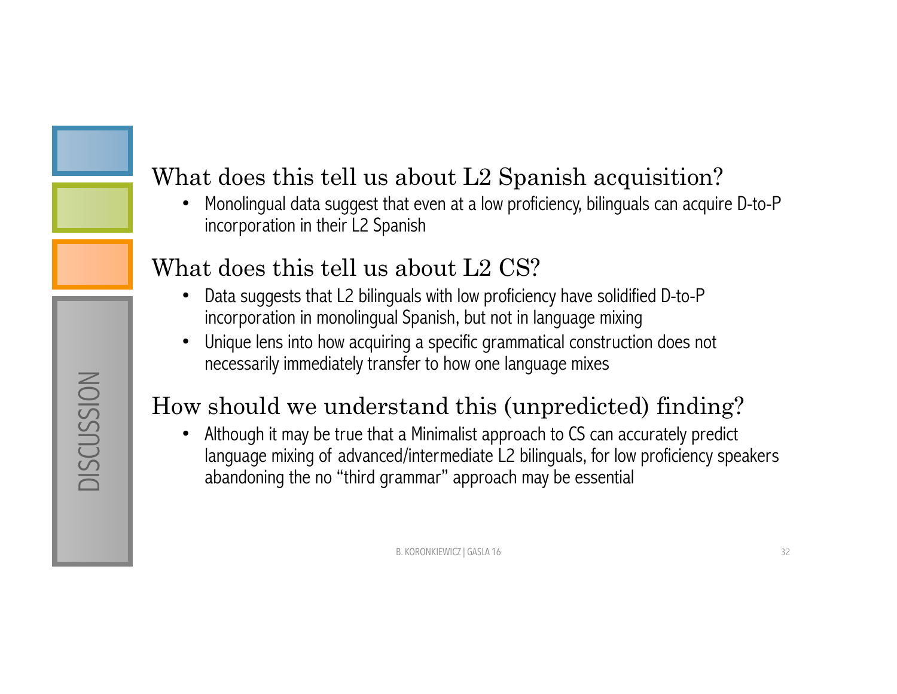# DISCUSSION

## What does this tell us about L2 Spanish acquisition?

- Monolingual data suggest that even at a low proficiency, bilinguals can acquire D-to-P incorporation in their L2 Spanish

## What does this tell us about L2 CS?

- Data suggests that L2 bilinguals with low proficiency have solidified D-to-P incorporation in monolingual Spanish, but not in language mixing
- Unique lens into how acquiring a specific grammatical construction does not necessarily immediately transfer to how one language mixes

## How should we understand this (unpredicted) finding?

- Although it may be true that a Minimalist approach to CS can accurately predict language mixing of advanced/intermediate L2 bilinguals, for low proficiency speakers abandoning the no "third grammar" approach may be essential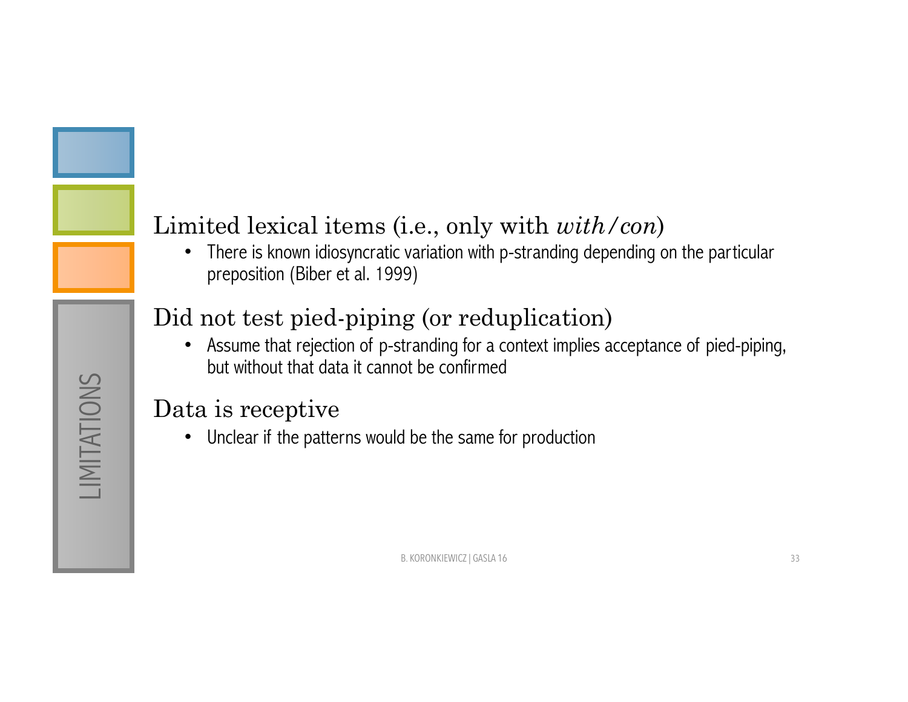# LIMITATIONS

## Limited lexical items (i.e., only with *with/con*)

- There is known idiosyncratic variation with p-stranding depending on the particular preposition (Biber et al. 1999)

## Did not test pied-piping (or reduplication)

- Assume that rejection of p-stranding for a context implies acceptance of pied-piping, but without that data it cannot be confirmed

## Data is receptive

- Unclear if the patterns would be the same for production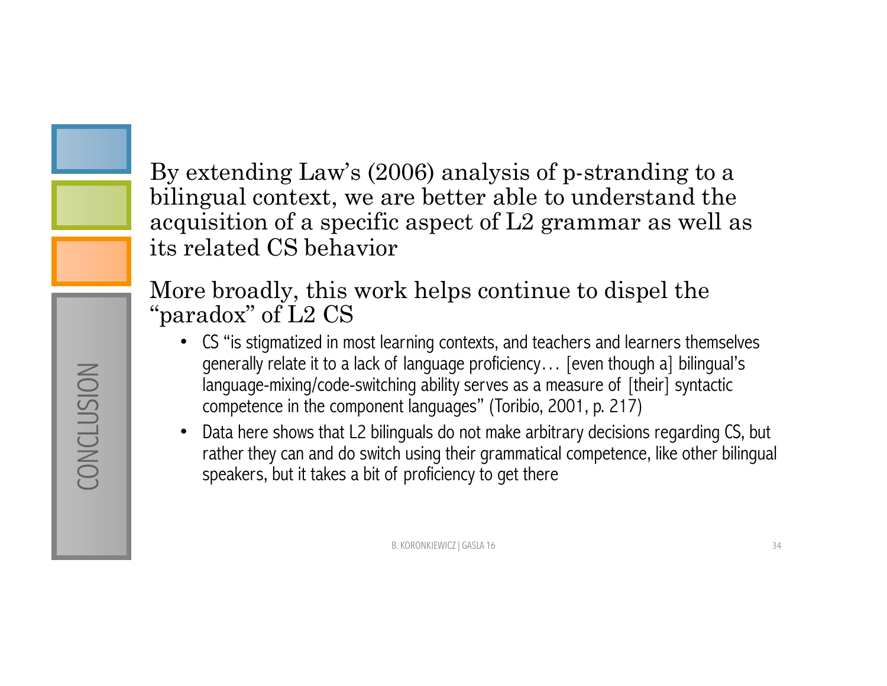# CONCLUSION

By extending Law's (2006) analysis of p-stranding to a bilingual context, we are better able to understand the acquisition of a specific aspect of L2 grammar as well as its related CS behavior

More broadly, this work helps continue to dispel the "paradox" of L2 CS

- CS "is stigmatized in most learning contexts, and teachers and learners themselves generally relate it to a lack of language proficiency… [even though a] bilingual's language-mixing/code-switching ability serves as a measure of [their] syntactic competence in the component languages" (Toribio, 2001, p. 217)
- Data here shows that L2 bilinguals do not make arbitrary decisions regarding CS, but rather they can and do switch using their grammatical competence, like other bilingual speakers, but it takes a bit of proficiency to get there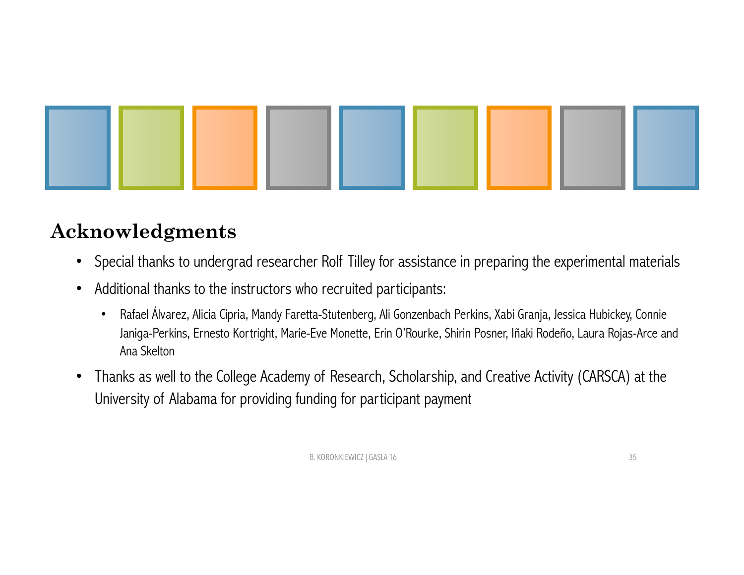## Acknowledgments

- Special thanks to undergrad researcher Rolf Tilley for assistance in preparing the experimental materials
- Additional thanks to the instructors who recruited participants:
  - Rafael Álvarez, Alicia Cipria, Mandy Faretta-Stutenberg, Ali Gonzenbach Perkins, Xabi Granja, Jessica Hubickey, Connie Janiga-Perkins, Ernesto Kortright, Marie-Eve Monette, Erin O'Rourke, Shirin Posner, Iñaki Rodeño, Laura Rojas-Arce and Ana Skelton
- Thanks as well to the College Academy of Research, Scholarship, and Creative Activity (CARSCA) at the University of Alabama for providing funding for participant payment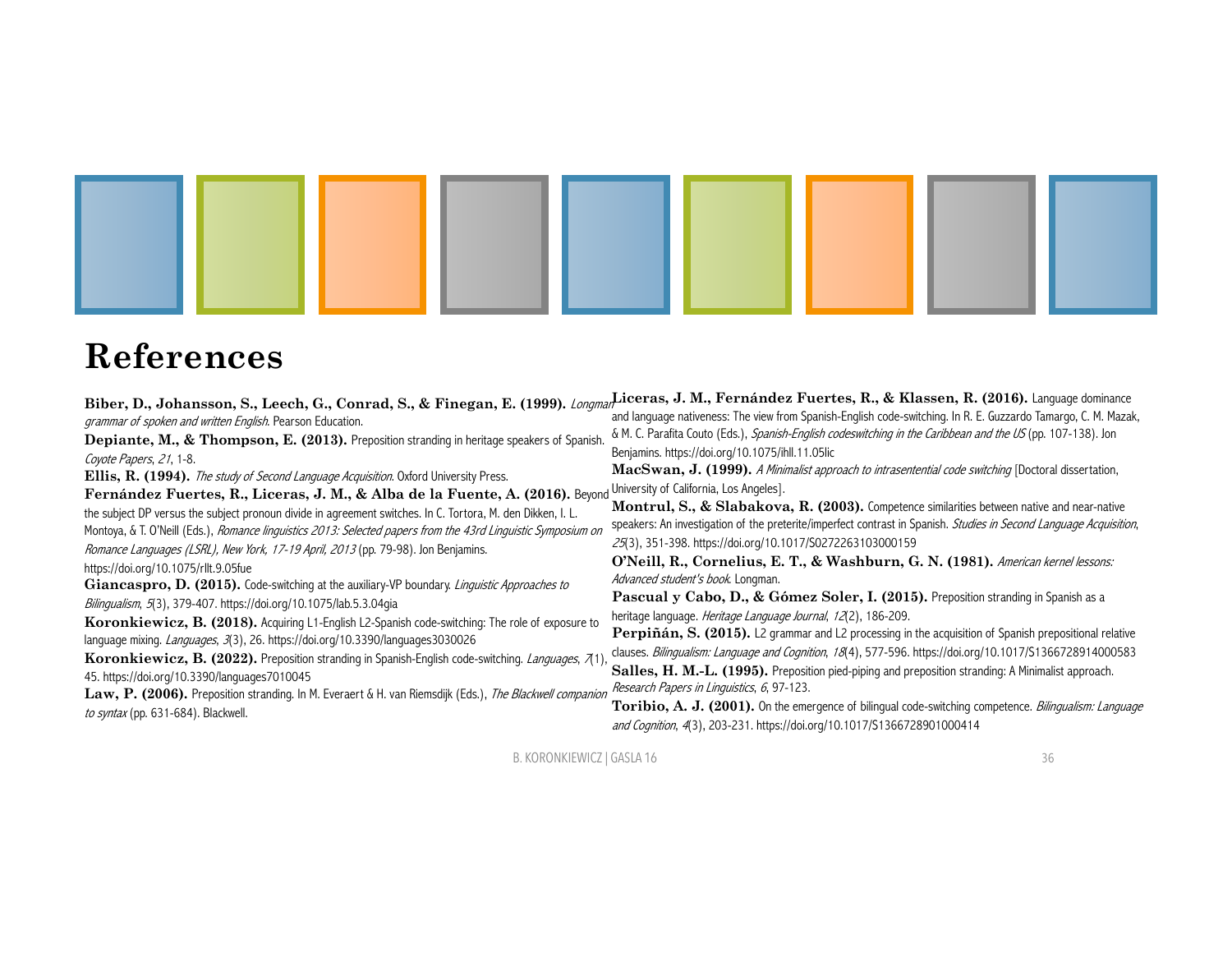# References

**Biber, D., Johansson, S., Leech, G., Conrad, S., & Finegan, E. (1999).** *Longman grammar of spoken and written English.* Pearson Education.

**Depiante, M., & Thompson, E. (2013).** Preposition stranding in heritage speakers of Spanish. *Coyote Papers*, *21*, 1-8.

**Ellis, R. (1994).** *The study of Second Language Acquisition.* Oxford University Press.

**Fernández Fuertes, R., Liceras, J. M., & Alba de la Fuente, A. (2016).** Beyond the subject DP versus the subject pronoun divide in agreement switches. In C. Tortora, M. den Dikken, I. L. Montoya, & T. O'Neill (Eds.), *Romance linguistics 2013: Selected papers from the 43rd Linguistic Symposium on Romance Languages (LSRL), New York, 17-19 April, 2013* (pp. 79-98). Jon Benjamins. https://doi.org/10.1075/rllt.9.05fue

**Giancaspro, D. (2015).** Code-switching at the auxiliary-VP boundary. *Linguistic Approaches to Bilingualism*, *5*(3), 379-407. https://doi.org/10.1075/lab.5.3.04gia

**Koronkiewicz, B. (2018).** Acquiring L1-English L2-Spanish code-switching: The role of exposure to language mixing. *Languages*, *3*(3), 26. https://doi.org/10.3390/languages3030026

**Koronkiewicz, B. (2022).** Preposition stranding in Spanish-English code-switching. *Languages*, *7*(1), 45. https://doi.org/10.3390/languages7010045

**Law, P. (2006).** Preposition stranding. In M. Everaert & H. van Riemsdijk (Eds.), *The Blackwell companion to syntax* (pp. 631-684). Blackwell.

**Liceras, J. M., Fernández Fuertes, R., & Klassen, R. (2016).** Language dominance and language nativeness: The view from Spanish-English code-switching. In R. E. Guzzardo Tamargo, C. M. Mazak, & M. C. Parafita Couto (Eds.), *Spanish-English codeswitching in the Caribbean and the US* (pp. 107-138). Jon Benjamins. https://doi.org/10.1075/ihll.11.05lic

**MacSwan, J. (1999).** *A Minimalist approach to intrasentential code switching* [Doctoral dissertation, University of California, Los Angeles].

**Montrul, S., & Slabakova, R. (2003).** Competence similarities between native and near-native speakers: An investigation of the preterite/imperfect contrast in Spanish. *Studies in Second Language Acquisition*, *25*(3), 351-398. https://doi.org/10.1017/S0272263103000159

**O'Neill, R., Cornelius, E. T., & Washburn, G. N. (1981).** *American kernel lessons: Advanced student's book.* Longman.

**Pascual y Cabo, D., & Gómez Soler, I. (2015).** Preposition stranding in Spanish as a heritage language. *Heritage Language Journal*, *12*(2), 186-209.

**Perpiñán, S. (2015).** L2 grammar and L2 processing in the acquisition of Spanish prepositional relative clauses. *Bilingualism: Language and Cognition*, *18*(4), 577-596. https://doi.org/10.1017/S1366728914000583

**Salles, H. M.-L. (1995).** Preposition pied-piping and preposition stranding: A Minimalist approach. *Research Papers in Linguistics*, *6*, 97-123.

**Toribio, A. J. (2001).** On the emergence of bilingual code-switching competence. *Bilingualism: Language and Cognition*, *4*(3), 203-231. https://doi.org/10.1017/S1366728901000414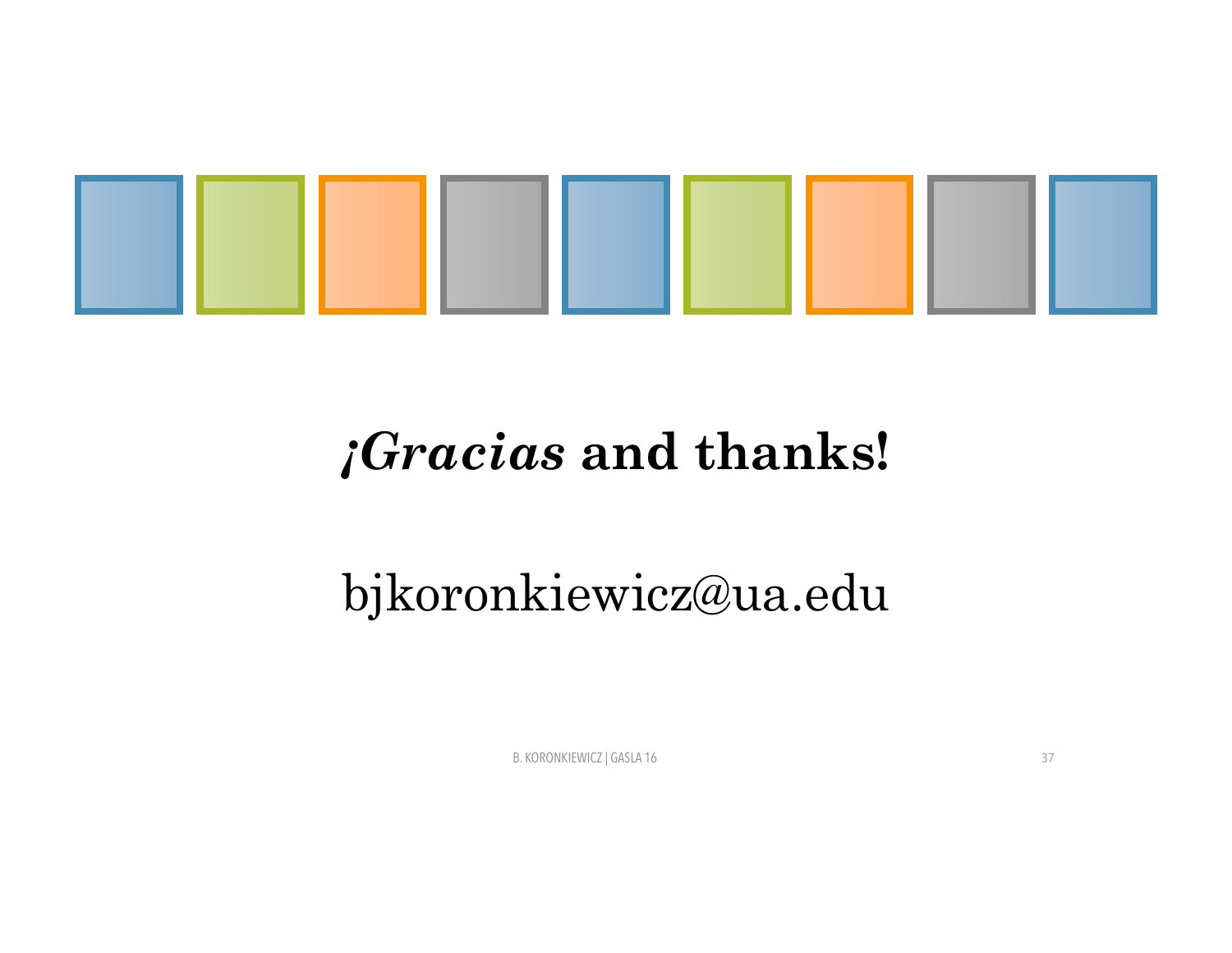**¡*Gracias* and thanks!**

bjkoronkiewicz@ua.edu